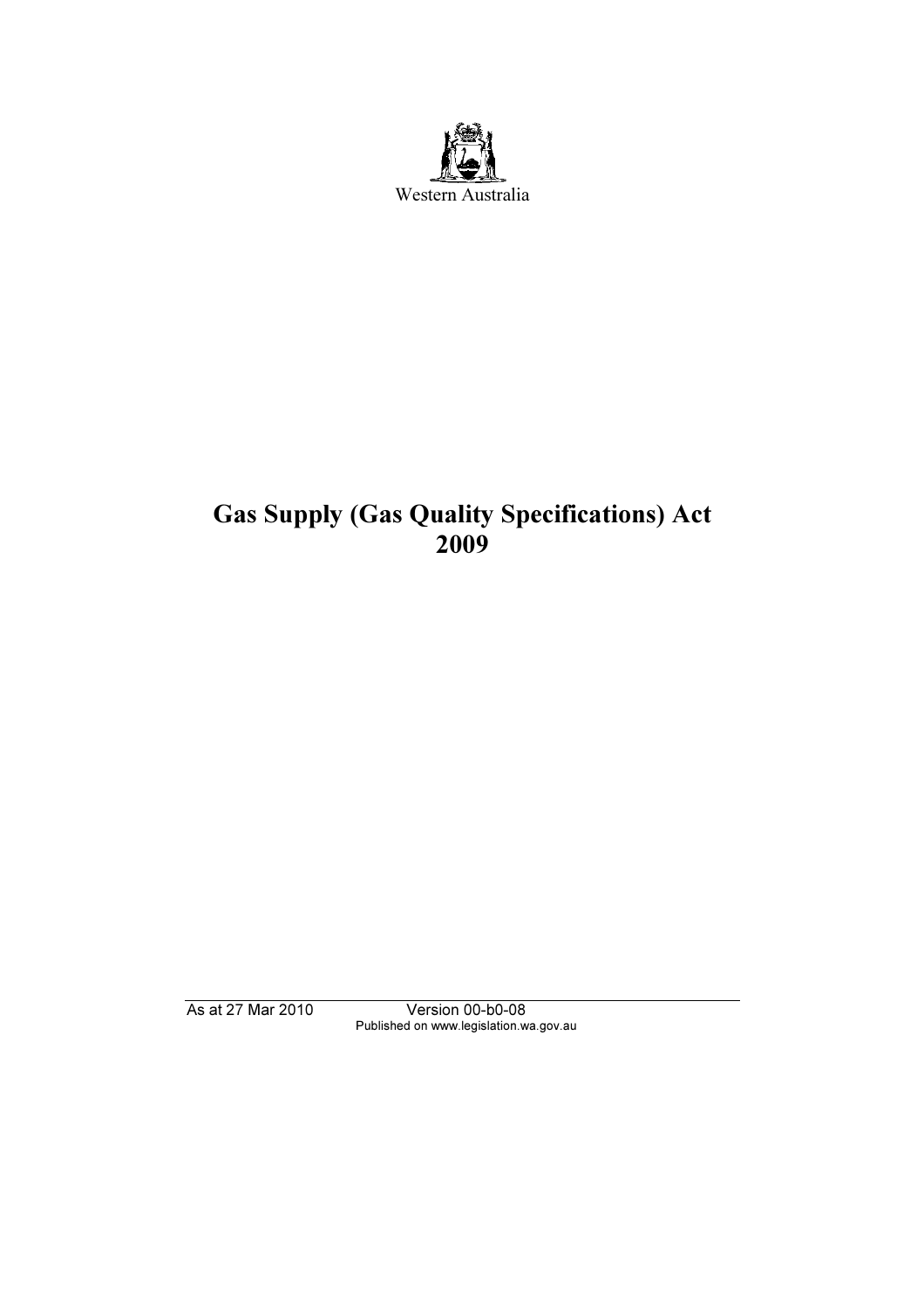Western Australia

# Gas Supply (Gas Quality Specifications) Act 2009

As at 27 Mar 2010 Version 00-b0-08
Published on www.legislation.wa.gov.au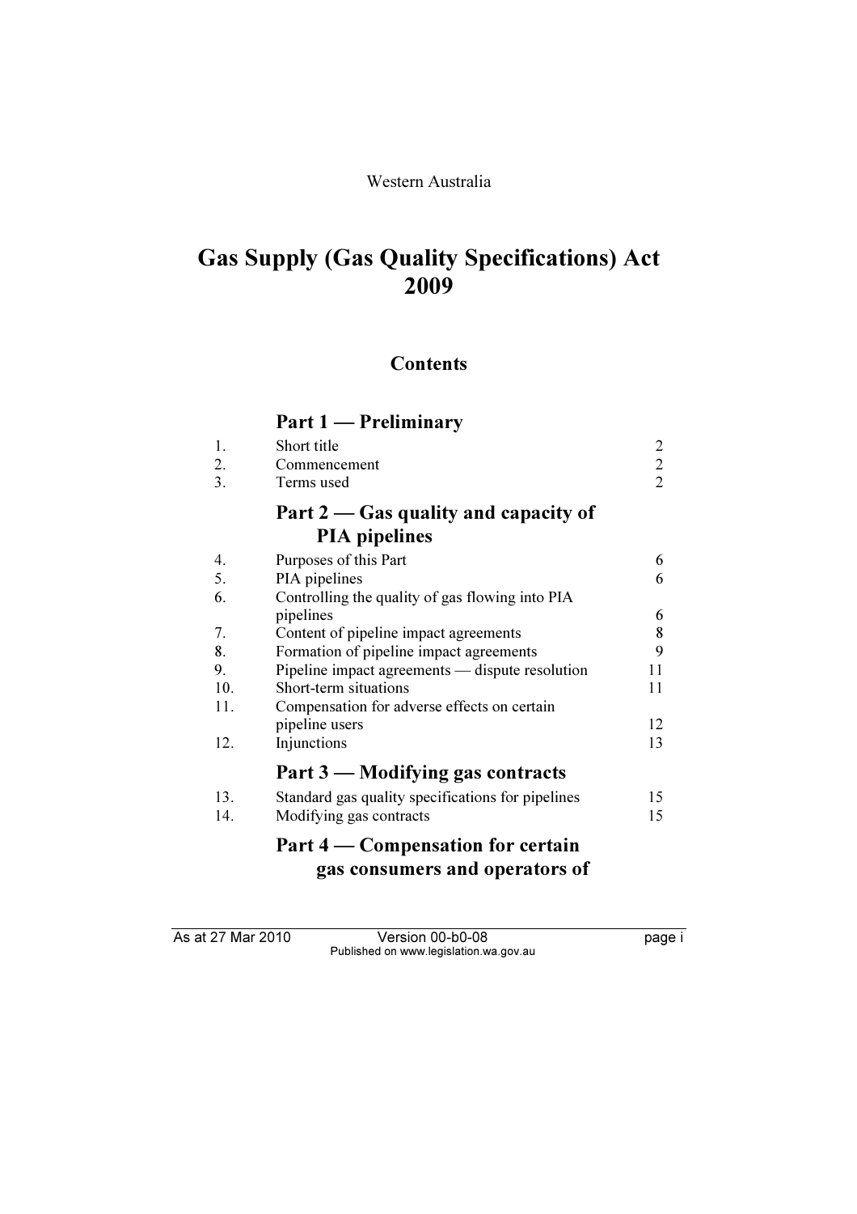Western Australia

# Gas Supply (Gas Quality Specifications) Act 2009

## Contents

### Part 1 — Preliminary

| | | |
|---|---|---|
| 1. | Short title | 2 |
| 2. | Commencement | 2 |
| 3. | Terms used | 2 |

### Part 2 — Gas quality and capacity of PIA pipelines

| | | |
|---|---|---|
| 4. | Purposes of this Part | 6 |
| 5. | PIA pipelines | 6 |
| 6. | Controlling the quality of gas flowing into PIA pipelines | 6 |
| 7. | Content of pipeline impact agreements | 8 |
| 8. | Formation of pipeline impact agreements | 9 |
| 9. | Pipeline impact agreements — dispute resolution | 11 |
| 10. | Short-term situations | 11 |
| 11. | Compensation for adverse effects on certain pipeline users | 12 |
| 12. | Injunctions | 13 |

### Part 3 — Modifying gas contracts

| | | |
|---|---|---|
| 13. | Standard gas quality specifications for pipelines | 15 |
| 14. | Modifying gas contracts | 15 |

### Part 4 — Compensation for certain gas consumers and operators of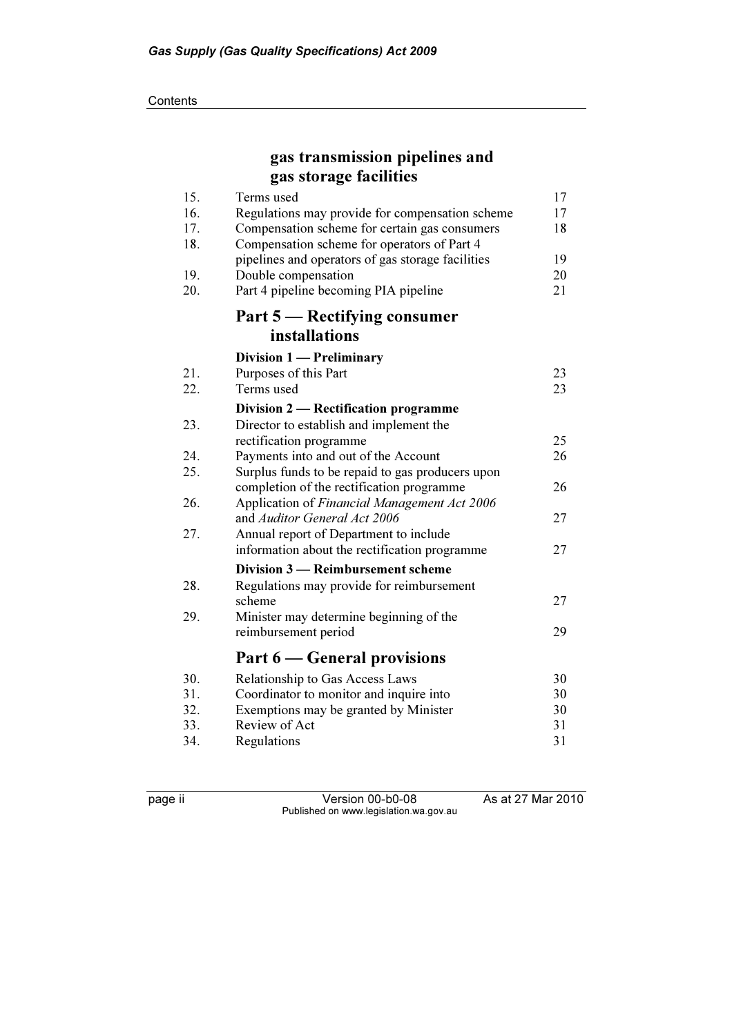## gas transmission pipelines and gas storage facilities

| | | |
|---|---|---|
| 15. | Terms used | 17 |
| 16. | Regulations may provide for compensation scheme | 17 |
| 17. | Compensation scheme for certain gas consumers | 18 |
| 18. | Compensation scheme for operators of Part 4 pipelines and operators of gas storage facilities | 19 |
| 19. | Double compensation | 20 |
| 20. | Part 4 pipeline becoming PIA pipeline | 21 |

## Part 5 — Rectifying consumer installations

### Division 1 — Preliminary

| | | |
|---|---|---|
| 21. | Purposes of this Part | 23 |
| 22. | Terms used | 23 |

### Division 2 — Rectification programme

| | | |
|---|---|---|
| 23. | Director to establish and implement the rectification programme | 25 |
| 24. | Payments into and out of the Account | 26 |
| 25. | Surplus funds to be repaid to gas producers upon completion of the rectification programme | 26 |
| 26. | Application of *Financial Management Act 2006* and *Auditor General Act 2006* | 27 |
| 27. | Annual report of Department to include information about the rectification programme | 27 |

### Division 3 — Reimbursement scheme

| | | |
|---|---|---|
| 28. | Regulations may provide for reimbursement scheme | 27 |
| 29. | Minister may determine beginning of the reimbursement period | 29 |

## Part 6 — General provisions

| | | |
|---|---|---|
| 30. | Relationship to Gas Access Laws | 30 |
| 31. | Coordinator to monitor and inquire into | 30 |
| 32. | Exemptions may be granted by Minister | 30 |
| 33. | Review of Act | 31 |
| 34. | Regulations | 31 |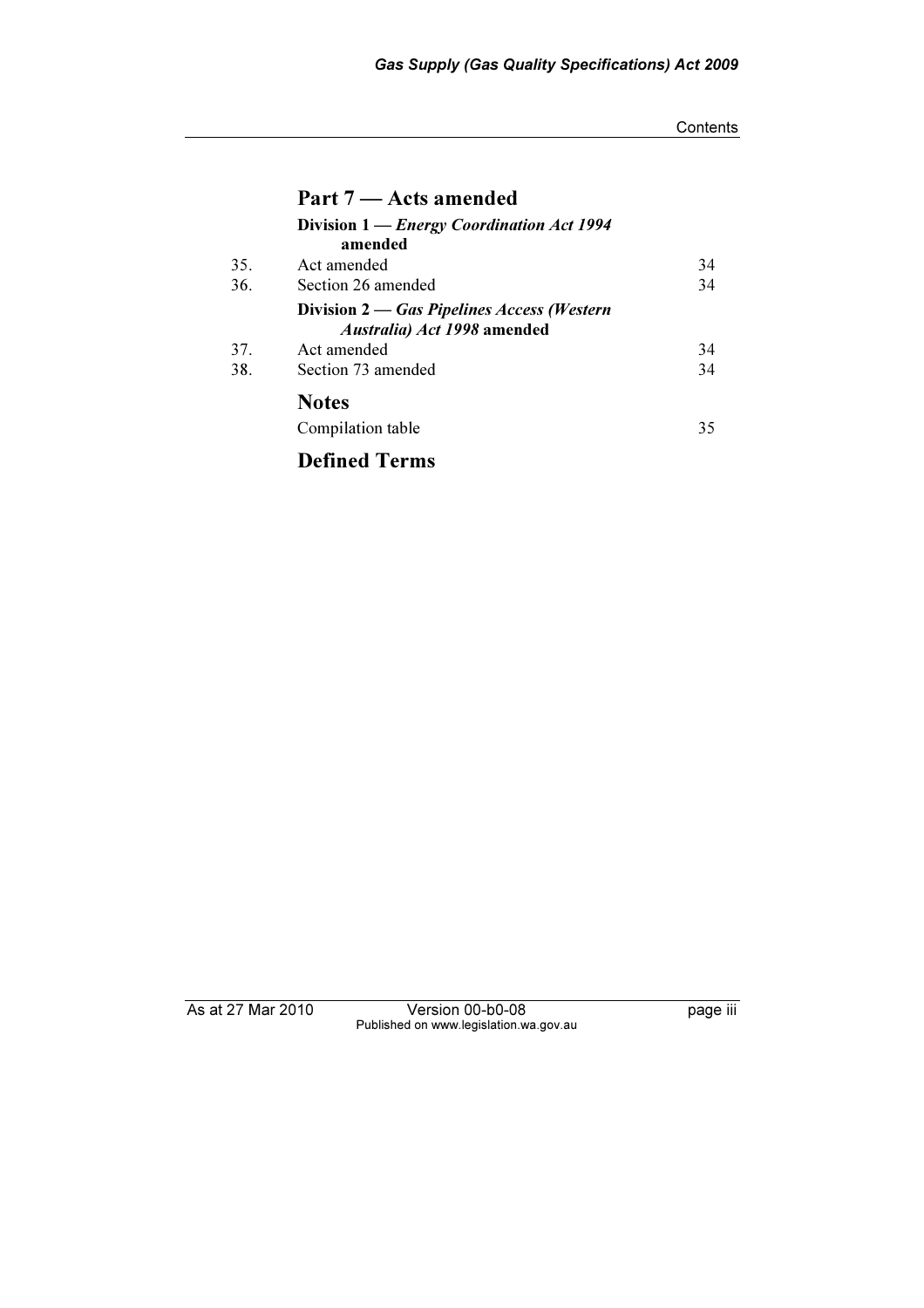## Part 7 — Acts amended

### Division 1 — *Energy Coordination Act 1994* amended

| | | |
|---|---|---|
| 35. | Act amended | 34 |
| 36. | Section 26 amended | 34 |

### Division 2 — *Gas Pipelines Access (Western Australia) Act 1998* amended

| | | |
|---|---|---|
| 37. | Act amended | 34 |
| 38. | Section 73 amended | 34 |

## Notes

Compilation table 35

## Defined Terms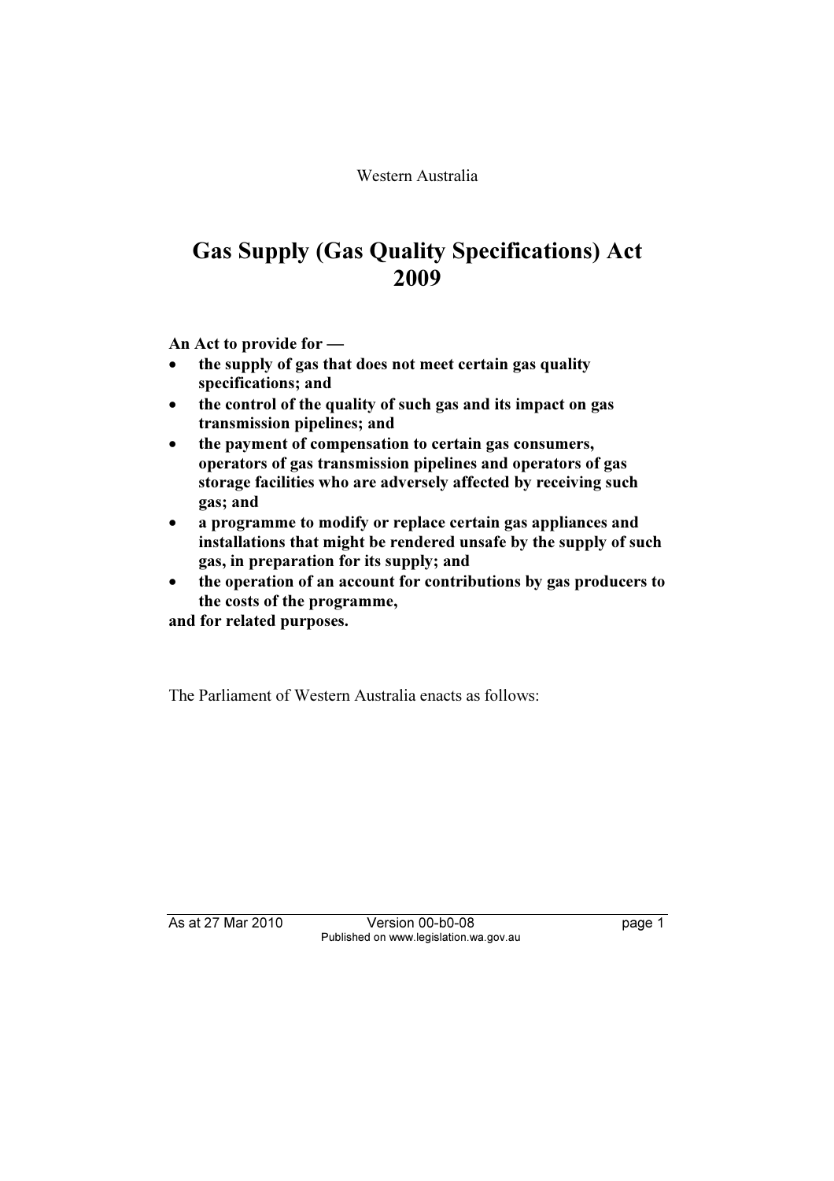Western Australia

# Gas Supply (Gas Quality Specifications) Act 2009

**An Act to provide for —**

- **the supply of gas that does not meet certain gas quality specifications; and**
- **the control of the quality of such gas and its impact on gas transmission pipelines; and**
- **the payment of compensation to certain gas consumers, operators of gas transmission pipelines and operators of gas storage facilities who are adversely affected by receiving such gas; and**
- **a programme to modify or replace certain gas appliances and installations that might be rendered unsafe by the supply of such gas, in preparation for its supply; and**
- **the operation of an account for contributions by gas producers to the costs of the programme,**

**and for related purposes.**

The Parliament of Western Australia enacts as follows: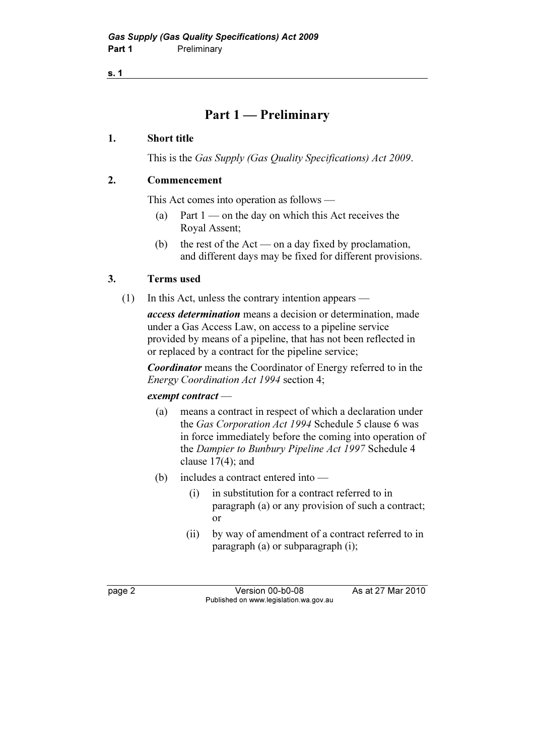# Part 1 — Preliminary

## 1. Short title

This is the *Gas Supply (Gas Quality Specifications) Act 2009*.

## 2. Commencement

This Act comes into operation as follows —

(a) Part 1 — on the day on which this Act receives the Royal Assent;

(b) the rest of the Act — on a day fixed by proclamation, and different days may be fixed for different provisions.

## 3. Terms used

(1) In this Act, unless the contrary intention appears —

***access determination*** means a decision or determination, made under a Gas Access Law, on access to a pipeline service provided by means of a pipeline, that has not been reflected in or replaced by a contract for the pipeline service;

***Coordinator*** means the Coordinator of Energy referred to in the *Energy Coordination Act 1994* section 4;

***exempt contract*** —

(a) means a contract in respect of which a declaration under the *Gas Corporation Act 1994* Schedule 5 clause 6 was in force immediately before the coming into operation of the *Dampier to Bunbury Pipeline Act 1997* Schedule 4 clause 17(4); and

(b) includes a contract entered into —

(i) in substitution for a contract referred to in paragraph (a) or any provision of such a contract; or

(ii) by way of amendment of a contract referred to in paragraph (a) or subparagraph (i);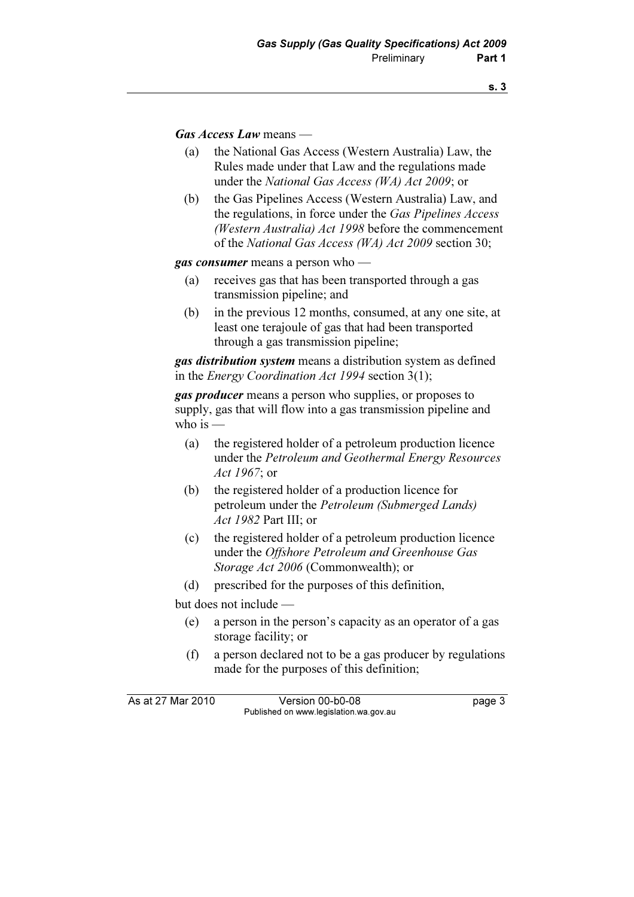***Gas Access Law*** means —

(a) the National Gas Access (Western Australia) Law, the Rules made under that Law and the regulations made under the *National Gas Access (WA) Act 2009*; or

(b) the Gas Pipelines Access (Western Australia) Law, and the regulations, in force under the *Gas Pipelines Access (Western Australia) Act 1998* before the commencement of the *National Gas Access (WA) Act 2009* section 30;

***gas consumer*** means a person who —

(a) receives gas that has been transported through a gas transmission pipeline; and

(b) in the previous 12 months, consumed, at any one site, at least one terajoule of gas that had been transported through a gas transmission pipeline;

***gas distribution system*** means a distribution system as defined in the *Energy Coordination Act 1994* section 3(1);

***gas producer*** means a person who supplies, or proposes to supply, gas that will flow into a gas transmission pipeline and who is —

(a) the registered holder of a petroleum production licence under the *Petroleum and Geothermal Energy Resources Act 1967*; or

(b) the registered holder of a production licence for petroleum under the *Petroleum (Submerged Lands) Act 1982* Part III; or

(c) the registered holder of a petroleum production licence under the *Offshore Petroleum and Greenhouse Gas Storage Act 2006* (Commonwealth); or

(d) prescribed for the purposes of this definition,

but does not include —

(e) a person in the person's capacity as an operator of a gas storage facility; or

(f) a person declared not to be a gas producer by regulations made for the purposes of this definition;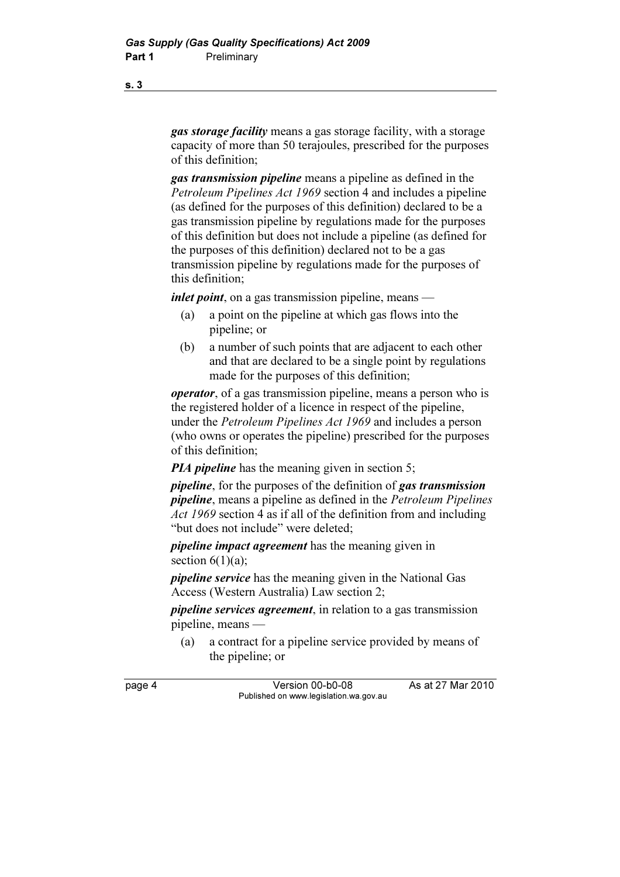***gas storage facility*** means a gas storage facility, with a storage capacity of more than 50 terajoules, prescribed for the purposes of this definition;

***gas transmission pipeline*** means a pipeline as defined in the *Petroleum Pipelines Act 1969* section 4 and includes a pipeline (as defined for the purposes of this definition) declared to be a gas transmission pipeline by regulations made for the purposes of this definition but does not include a pipeline (as defined for the purposes of this definition) declared not to be a gas transmission pipeline by regulations made for the purposes of this definition;

***inlet point***, on a gas transmission pipeline, means —

- (a) a point on the pipeline at which gas flows into the pipeline; or
- (b) a number of such points that are adjacent to each other and that are declared to be a single point by regulations made for the purposes of this definition;

***operator***, of a gas transmission pipeline, means a person who is the registered holder of a licence in respect of the pipeline, under the *Petroleum Pipelines Act 1969* and includes a person (who owns or operates the pipeline) prescribed for the purposes of this definition;

***PIA pipeline*** has the meaning given in section 5;

***pipeline***, for the purposes of the definition of ***gas transmission pipeline***, means a pipeline as defined in the *Petroleum Pipelines Act 1969* section 4 as if all of the definition from and including "but does not include" were deleted;

***pipeline impact agreement*** has the meaning given in section 6(1)(a);

***pipeline service*** has the meaning given in the National Gas Access (Western Australia) Law section 2;

***pipeline services agreement***, in relation to a gas transmission pipeline, means —

- (a) a contract for a pipeline service provided by means of the pipeline; or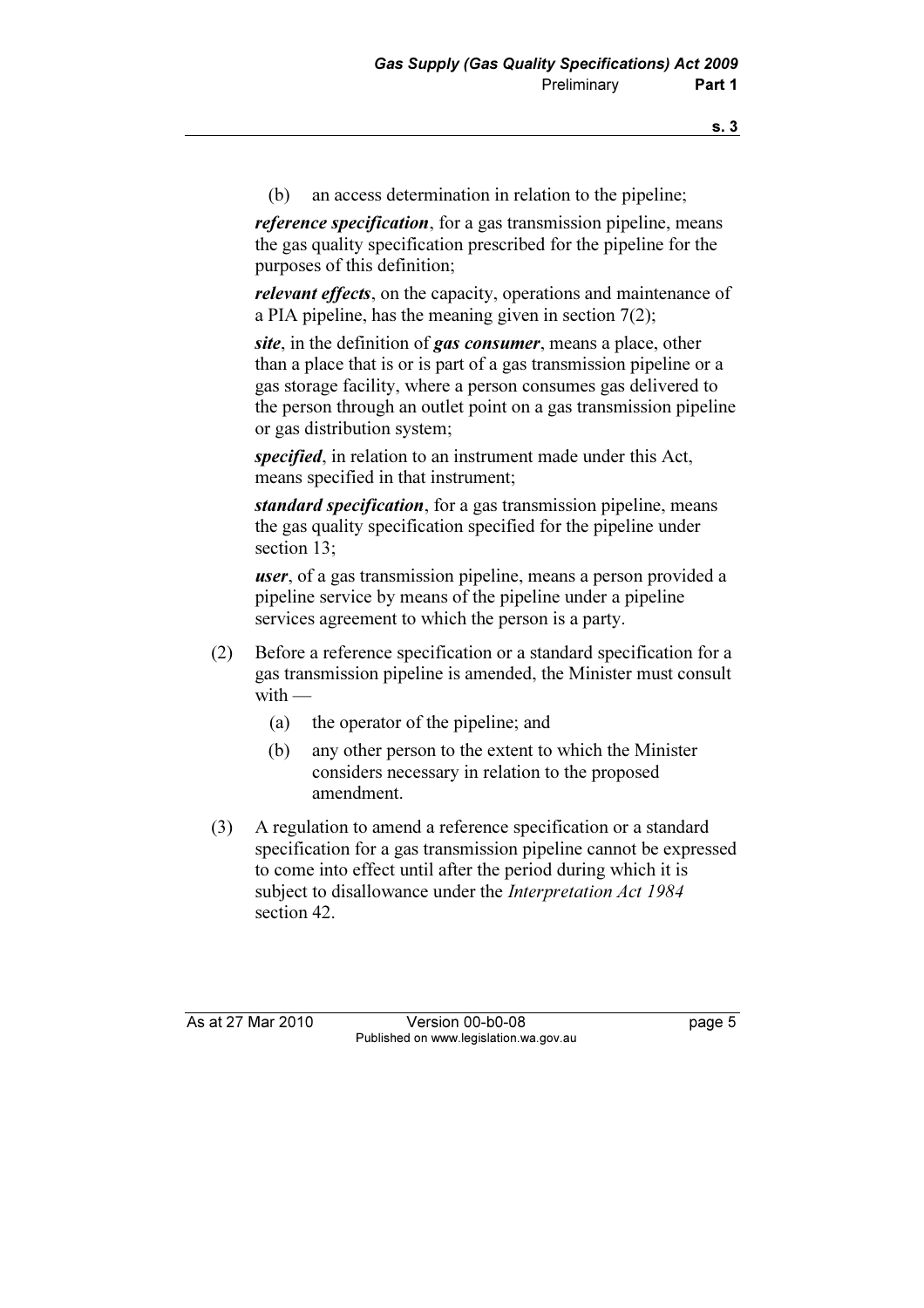(b) an access determination in relation to the pipeline;

***reference specification***, for a gas transmission pipeline, means the gas quality specification prescribed for the pipeline for the purposes of this definition;

***relevant effects***, on the capacity, operations and maintenance of a PIA pipeline, has the meaning given in section 7(2);

***site***, in the definition of ***gas consumer***, means a place, other than a place that is or is part of a gas transmission pipeline or a gas storage facility, where a person consumes gas delivered to the person through an outlet point on a gas transmission pipeline or gas distribution system;

***specified***, in relation to an instrument made under this Act, means specified in that instrument;

***standard specification***, for a gas transmission pipeline, means the gas quality specification specified for the pipeline under section 13;

***user***, of a gas transmission pipeline, means a person provided a pipeline service by means of the pipeline under a pipeline services agreement to which the person is a party.

(2) Before a reference specification or a standard specification for a gas transmission pipeline is amended, the Minister must consult with —

(a) the operator of the pipeline; and

(b) any other person to the extent to which the Minister considers necessary in relation to the proposed amendment.

(3) A regulation to amend a reference specification or a standard specification for a gas transmission pipeline cannot be expressed to come into effect until after the period during which it is subject to disallowance under the *Interpretation Act 1984* section 42.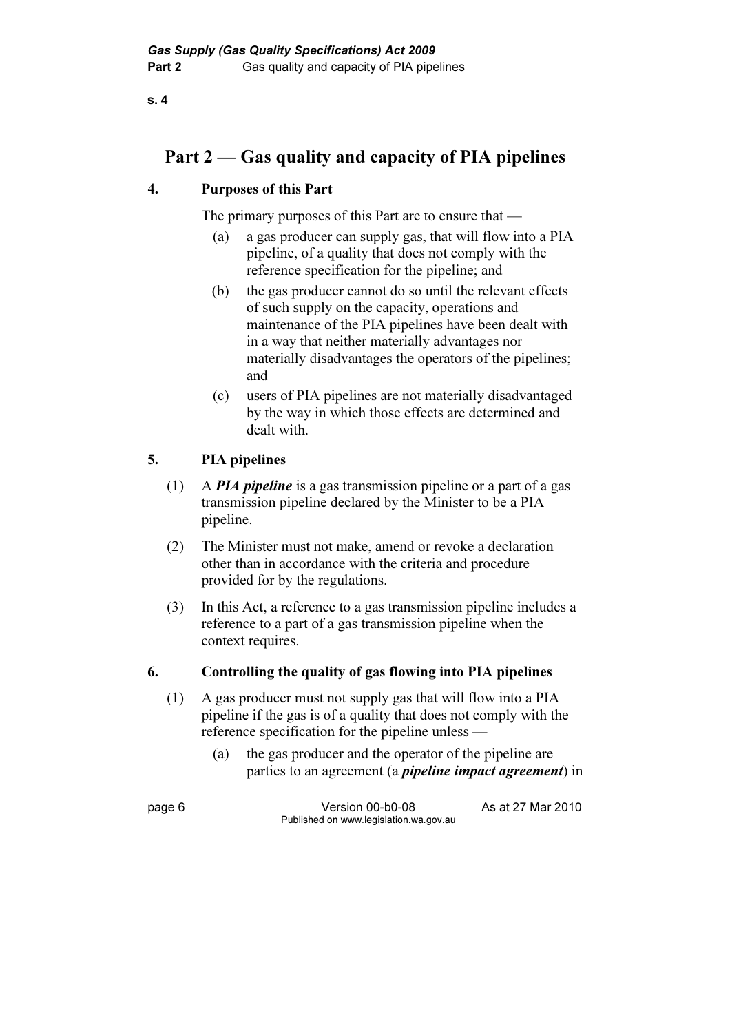# Part 2 — Gas quality and capacity of PIA pipelines

## 4. Purposes of this Part

The primary purposes of this Part are to ensure that —

(a) a gas producer can supply gas, that will flow into a PIA pipeline, of a quality that does not comply with the reference specification for the pipeline; and

(b) the gas producer cannot do so until the relevant effects of such supply on the capacity, operations and maintenance of the PIA pipelines have been dealt with in a way that neither materially advantages nor materially disadvantages the operators of the pipelines; and

(c) users of PIA pipelines are not materially disadvantaged by the way in which those effects are determined and dealt with.

## 5. PIA pipelines

(1) A ***PIA pipeline*** is a gas transmission pipeline or a part of a gas transmission pipeline declared by the Minister to be a PIA pipeline.

(2) The Minister must not make, amend or revoke a declaration other than in accordance with the criteria and procedure provided for by the regulations.

(3) In this Act, a reference to a gas transmission pipeline includes a reference to a part of a gas transmission pipeline when the context requires.

## 6. Controlling the quality of gas flowing into PIA pipelines

(1) A gas producer must not supply gas that will flow into a PIA pipeline if the gas is of a quality that does not comply with the reference specification for the pipeline unless —

(a) the gas producer and the operator of the pipeline are parties to an agreement (a ***pipeline impact agreement***) in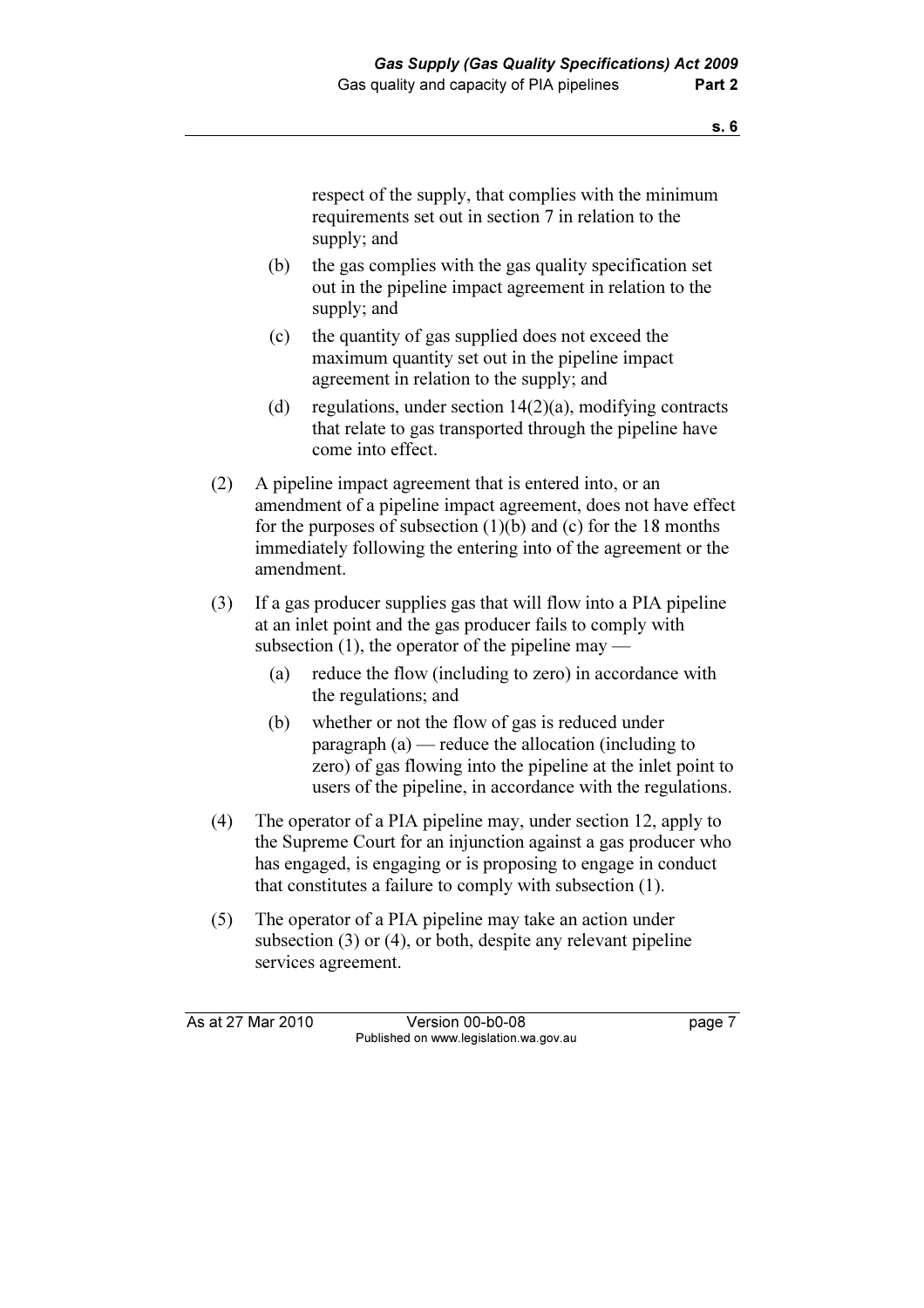respect of the supply, that complies with the minimum requirements set out in section 7 in relation to the supply; and

(b) the gas complies with the gas quality specification set out in the pipeline impact agreement in relation to the supply; and

(c) the quantity of gas supplied does not exceed the maximum quantity set out in the pipeline impact agreement in relation to the supply; and

(d) regulations, under section 14(2)(a), modifying contracts that relate to gas transported through the pipeline have come into effect.

(2) A pipeline impact agreement that is entered into, or an amendment of a pipeline impact agreement, does not have effect for the purposes of subsection (1)(b) and (c) for the 18 months immediately following the entering into of the agreement or the amendment.

(3) If a gas producer supplies gas that will flow into a PIA pipeline at an inlet point and the gas producer fails to comply with subsection (1), the operator of the pipeline may —

(a) reduce the flow (including to zero) in accordance with the regulations; and

(b) whether or not the flow of gas is reduced under paragraph (a) — reduce the allocation (including to zero) of gas flowing into the pipeline at the inlet point to users of the pipeline, in accordance with the regulations.

(4) The operator of a PIA pipeline may, under section 12, apply to the Supreme Court for an injunction against a gas producer who has engaged, is engaging or is proposing to engage in conduct that constitutes a failure to comply with subsection (1).

(5) The operator of a PIA pipeline may take an action under subsection (3) or (4), or both, despite any relevant pipeline services agreement.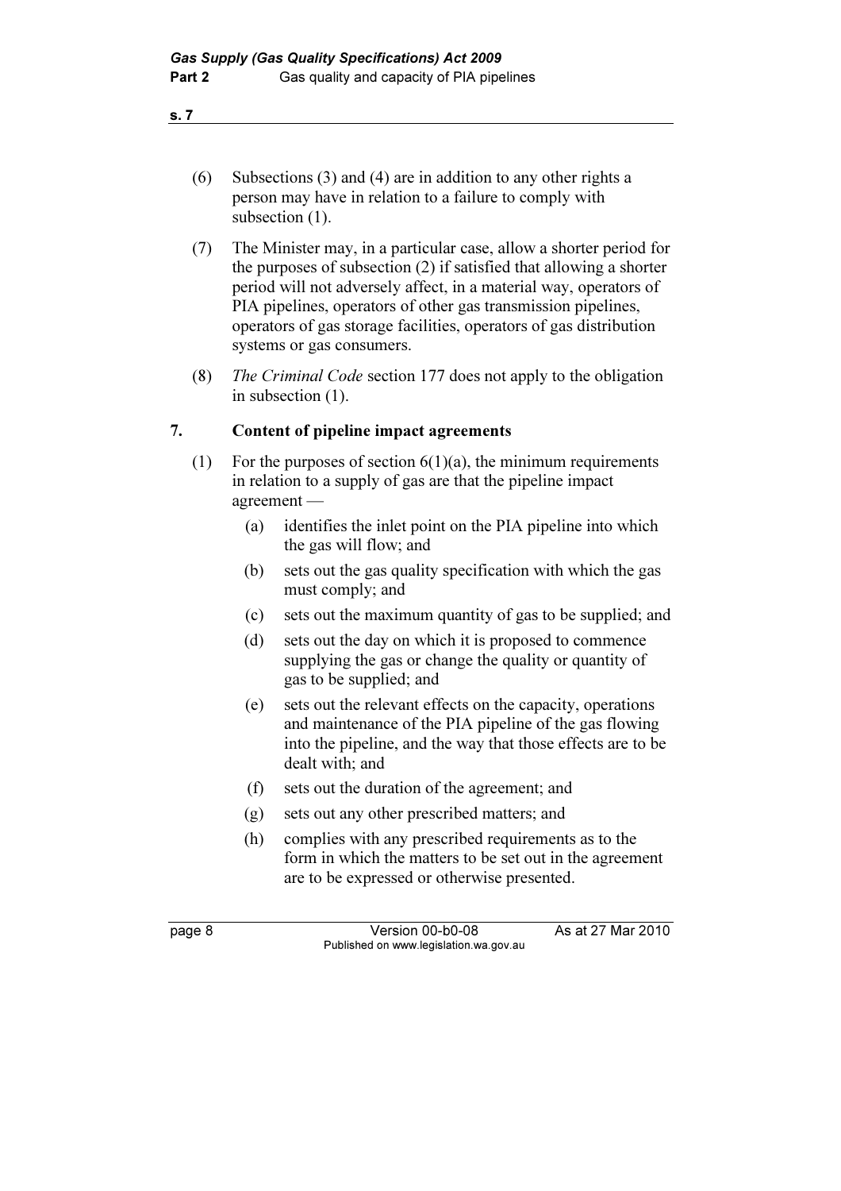(6) Subsections (3) and (4) are in addition to any other rights a person may have in relation to a failure to comply with subsection (1).

(7) The Minister may, in a particular case, allow a shorter period for the purposes of subsection (2) if satisfied that allowing a shorter period will not adversely affect, in a material way, operators of PIA pipelines, operators of other gas transmission pipelines, operators of gas storage facilities, operators of gas distribution systems or gas consumers.

(8) *The Criminal Code* section 177 does not apply to the obligation in subsection (1).

## 7. Content of pipeline impact agreements

(1) For the purposes of section 6(1)(a), the minimum requirements in relation to a supply of gas are that the pipeline impact agreement —

- (a) identifies the inlet point on the PIA pipeline into which the gas will flow; and
- (b) sets out the gas quality specification with which the gas must comply; and
- (c) sets out the maximum quantity of gas to be supplied; and
- (d) sets out the day on which it is proposed to commence supplying the gas or change the quality or quantity of gas to be supplied; and
- (e) sets out the relevant effects on the capacity, operations and maintenance of the PIA pipeline of the gas flowing into the pipeline, and the way that those effects are to be dealt with; and
- (f) sets out the duration of the agreement; and
- (g) sets out any other prescribed matters; and
- (h) complies with any prescribed requirements as to the form in which the matters to be set out in the agreement are to be expressed or otherwise presented.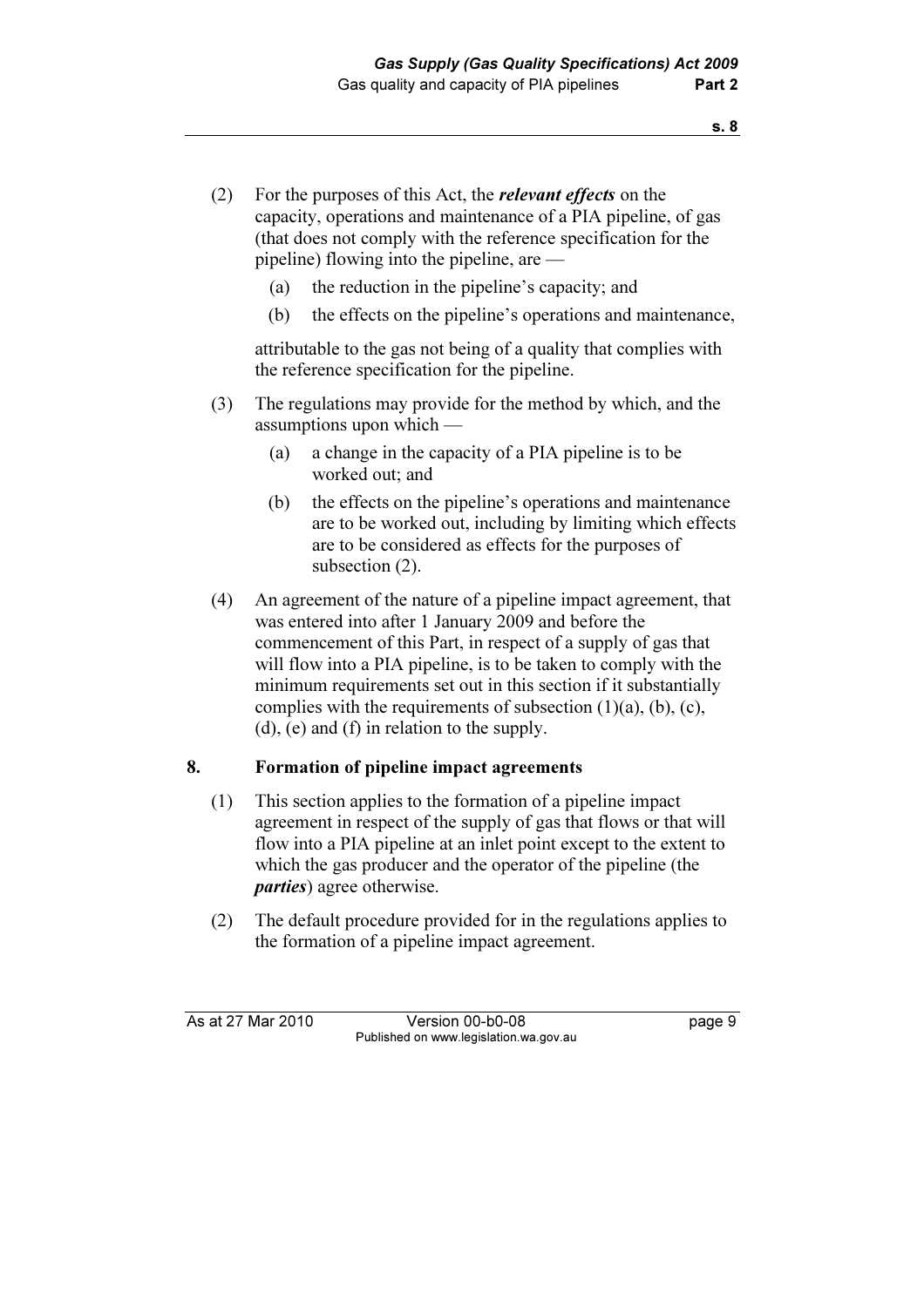(2) For the purposes of this Act, the ***relevant effects*** on the capacity, operations and maintenance of a PIA pipeline, of gas (that does not comply with the reference specification for the pipeline) flowing into the pipeline, are —

(a) the reduction in the pipeline's capacity; and

(b) the effects on the pipeline's operations and maintenance,

attributable to the gas not being of a quality that complies with the reference specification for the pipeline.

(3) The regulations may provide for the method by which, and the assumptions upon which —

(a) a change in the capacity of a PIA pipeline is to be worked out; and

(b) the effects on the pipeline's operations and maintenance are to be worked out, including by limiting which effects are to be considered as effects for the purposes of subsection (2).

(4) An agreement of the nature of a pipeline impact agreement, that was entered into after 1 January 2009 and before the commencement of this Part, in respect of a supply of gas that will flow into a PIA pipeline, is to be taken to comply with the minimum requirements set out in this section if it substantially complies with the requirements of subsection (1)(a), (b), (c), (d), (e) and (f) in relation to the supply.

## 8. Formation of pipeline impact agreements

(1) This section applies to the formation of a pipeline impact agreement in respect of the supply of gas that flows or that will flow into a PIA pipeline at an inlet point except to the extent to which the gas producer and the operator of the pipeline (the ***parties***) agree otherwise.

(2) The default procedure provided for in the regulations applies to the formation of a pipeline impact agreement.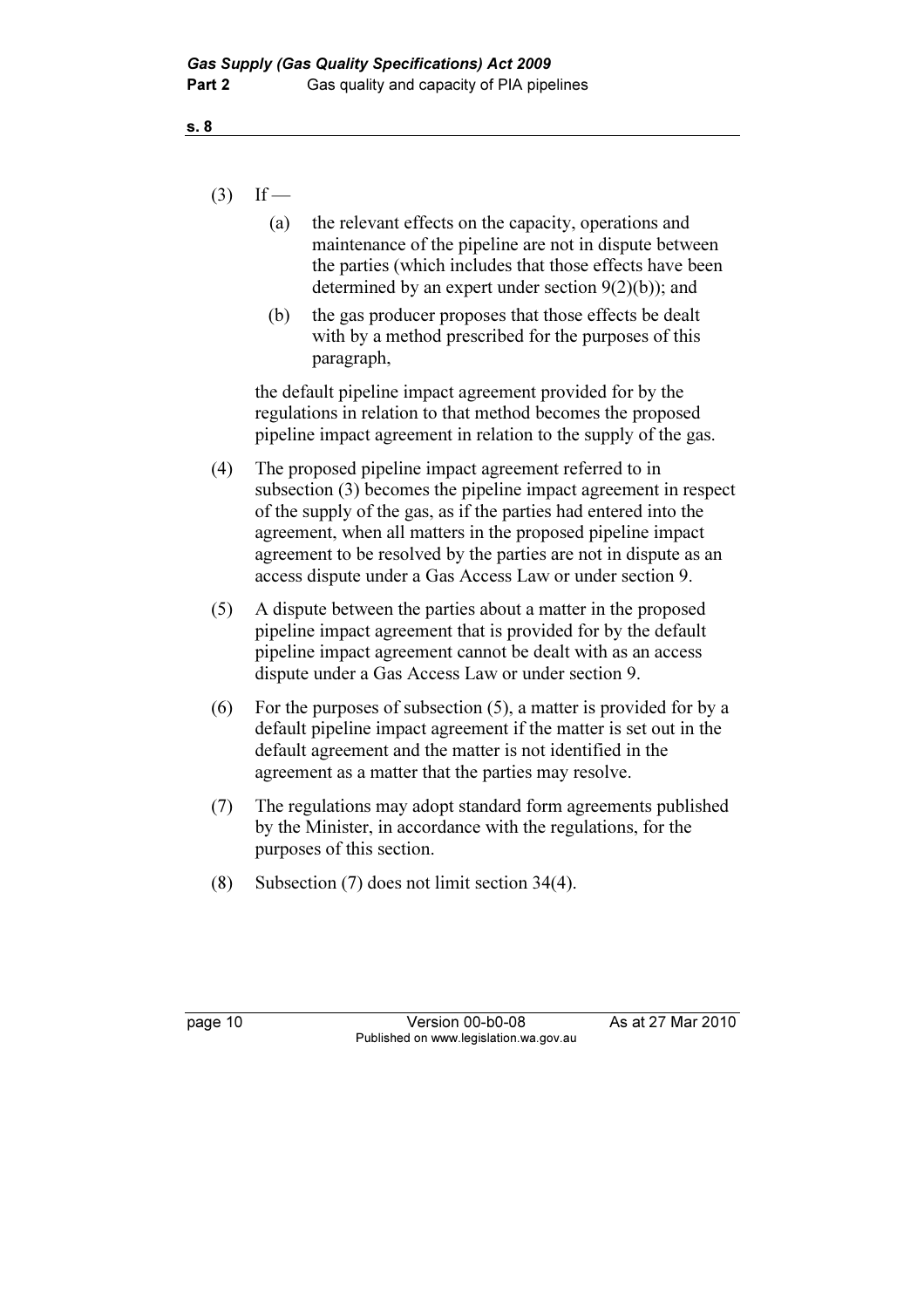(3) If —

(a) the relevant effects on the capacity, operations and maintenance of the pipeline are not in dispute between the parties (which includes that those effects have been determined by an expert under section 9(2)(b)); and

(b) the gas producer proposes that those effects be dealt with by a method prescribed for the purposes of this paragraph,

the default pipeline impact agreement provided for by the regulations in relation to that method becomes the proposed pipeline impact agreement in relation to the supply of the gas.

(4) The proposed pipeline impact agreement referred to in subsection (3) becomes the pipeline impact agreement in respect of the supply of the gas, as if the parties had entered into the agreement, when all matters in the proposed pipeline impact agreement to be resolved by the parties are not in dispute as an access dispute under a Gas Access Law or under section 9.

(5) A dispute between the parties about a matter in the proposed pipeline impact agreement that is provided for by the default pipeline impact agreement cannot be dealt with as an access dispute under a Gas Access Law or under section 9.

(6) For the purposes of subsection (5), a matter is provided for by a default pipeline impact agreement if the matter is set out in the default agreement and the matter is not identified in the agreement as a matter that the parties may resolve.

(7) The regulations may adopt standard form agreements published by the Minister, in accordance with the regulations, for the purposes of this section.

(8) Subsection (7) does not limit section 34(4).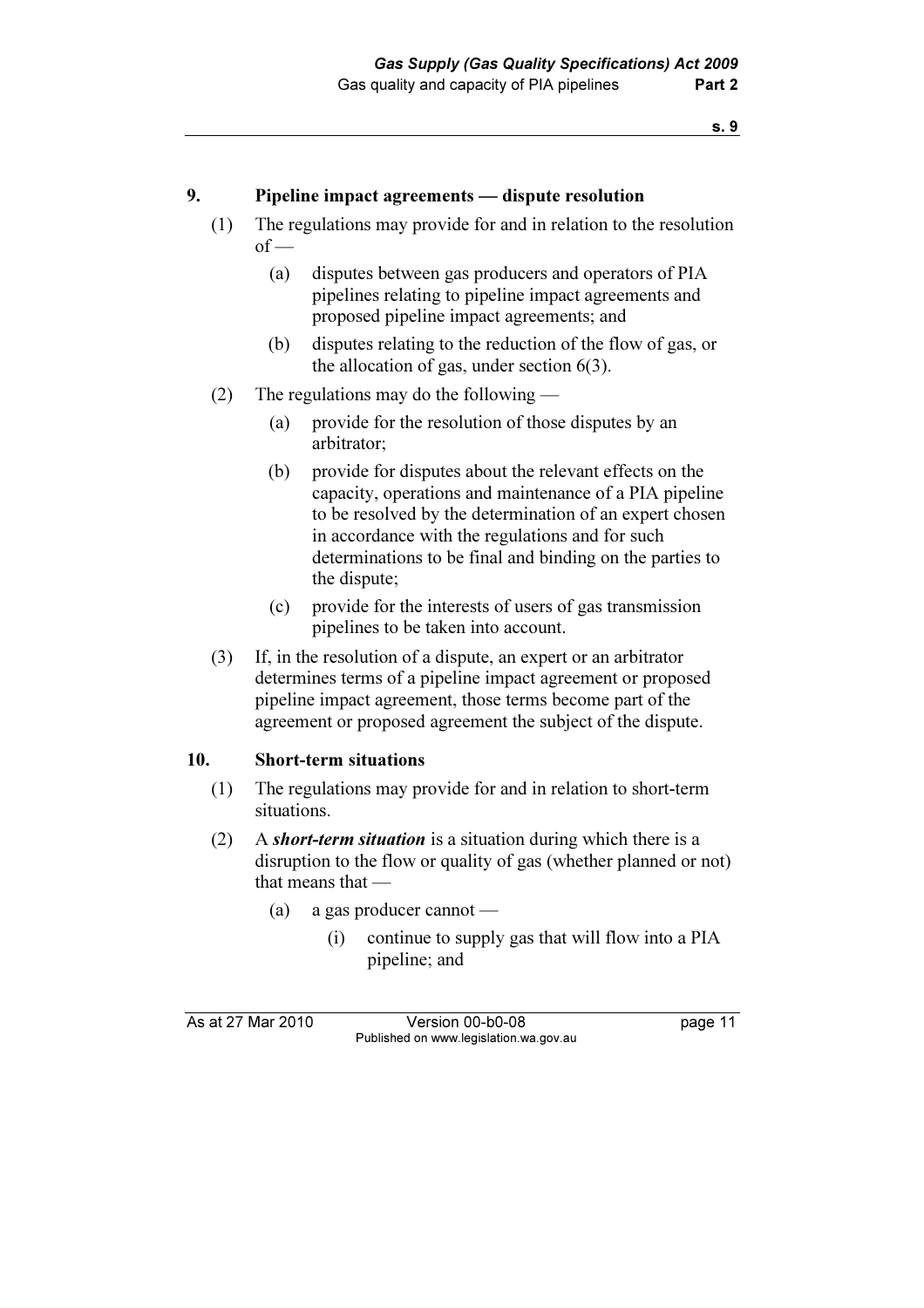### 9. Pipeline impact agreements — dispute resolution

(1) The regulations may provide for and in relation to the resolution of —

- (a) disputes between gas producers and operators of PIA pipelines relating to pipeline impact agreements and proposed pipeline impact agreements; and
- (b) disputes relating to the reduction of the flow of gas, or the allocation of gas, under section 6(3).

(2) The regulations may do the following —

- (a) provide for the resolution of those disputes by an arbitrator;
- (b) provide for disputes about the relevant effects on the capacity, operations and maintenance of a PIA pipeline to be resolved by the determination of an expert chosen in accordance with the regulations and for such determinations to be final and binding on the parties to the dispute;
- (c) provide for the interests of users of gas transmission pipelines to be taken into account.

(3) If, in the resolution of a dispute, an expert or an arbitrator determines terms of a pipeline impact agreement or proposed pipeline impact agreement, those terms become part of the agreement or proposed agreement the subject of the dispute.

### 10. Short-term situations

(1) The regulations may provide for and in relation to short-term situations.

(2) A ***short-term situation*** is a situation during which there is a disruption to the flow or quality of gas (whether planned or not) that means that —

- (a) a gas producer cannot —
  - (i) continue to supply gas that will flow into a PIA pipeline; and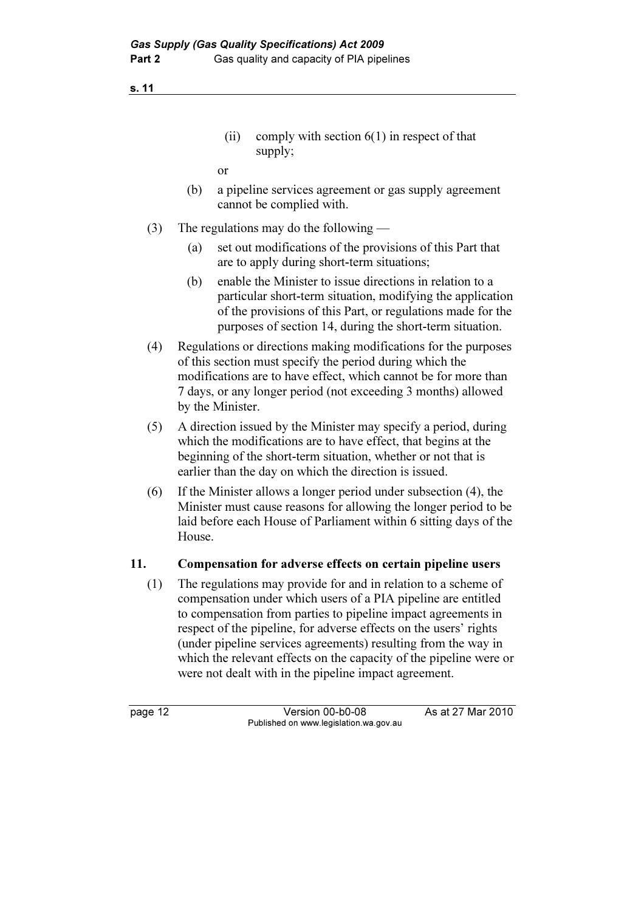(ii) comply with section 6(1) in respect of that supply;

or

(b) a pipeline services agreement or gas supply agreement cannot be complied with.

(3) The regulations may do the following —

(a) set out modifications of the provisions of this Part that are to apply during short-term situations;

(b) enable the Minister to issue directions in relation to a particular short-term situation, modifying the application of the provisions of this Part, or regulations made for the purposes of section 14, during the short-term situation.

(4) Regulations or directions making modifications for the purposes of this section must specify the period during which the modifications are to have effect, which cannot be for more than 7 days, or any longer period (not exceeding 3 months) allowed by the Minister.

(5) A direction issued by the Minister may specify a period, during which the modifications are to have effect, that begins at the beginning of the short-term situation, whether or not that is earlier than the day on which the direction is issued.

(6) If the Minister allows a longer period under subsection (4), the Minister must cause reasons for allowing the longer period to be laid before each House of Parliament within 6 sitting days of the House.

## 11. Compensation for adverse effects on certain pipeline users

(1) The regulations may provide for and in relation to a scheme of compensation under which users of a PIA pipeline are entitled to compensation from parties to pipeline impact agreements in respect of the pipeline, for adverse effects on the users' rights (under pipeline services agreements) resulting from the way in which the relevant effects on the capacity of the pipeline were or were not dealt with in the pipeline impact agreement.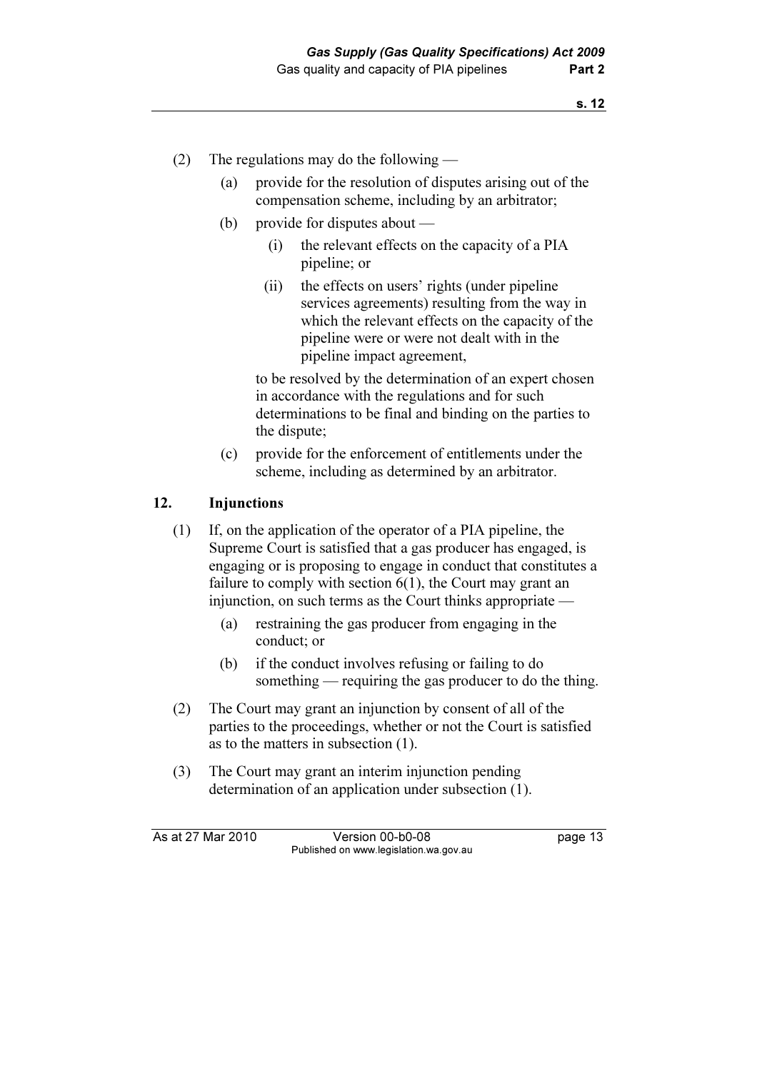(2) The regulations may do the following —

(a) provide for the resolution of disputes arising out of the compensation scheme, including by an arbitrator;

(b) provide for disputes about —

(i) the relevant effects on the capacity of a PIA pipeline; or

(ii) the effects on users' rights (under pipeline services agreements) resulting from the way in which the relevant effects on the capacity of the pipeline were or were not dealt with in the pipeline impact agreement,

to be resolved by the determination of an expert chosen in accordance with the regulations and for such determinations to be final and binding on the parties to the dispute;

(c) provide for the enforcement of entitlements under the scheme, including as determined by an arbitrator.

## 12. Injunctions

(1) If, on the application of the operator of a PIA pipeline, the Supreme Court is satisfied that a gas producer has engaged, is engaging or is proposing to engage in conduct that constitutes a failure to comply with section 6(1), the Court may grant an injunction, on such terms as the Court thinks appropriate —

(a) restraining the gas producer from engaging in the conduct; or

(b) if the conduct involves refusing or failing to do something — requiring the gas producer to do the thing.

(2) The Court may grant an injunction by consent of all of the parties to the proceedings, whether or not the Court is satisfied as to the matters in subsection (1).

(3) The Court may grant an interim injunction pending determination of an application under subsection (1).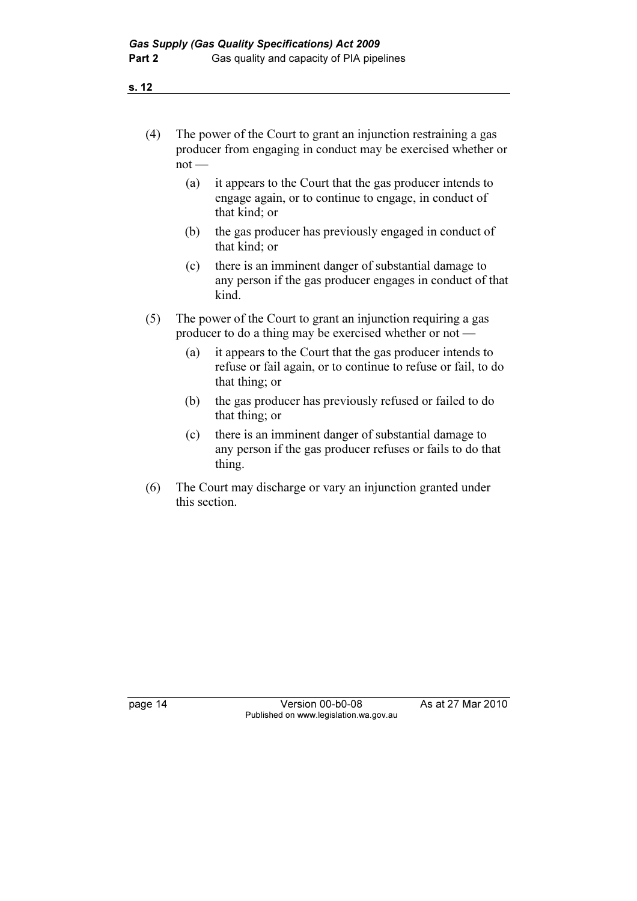(4) The power of the Court to grant an injunction restraining a gas producer from engaging in conduct may be exercised whether or not —

  (a) it appears to the Court that the gas producer intends to engage again, or to continue to engage, in conduct of that kind; or

  (b) the gas producer has previously engaged in conduct of that kind; or

  (c) there is an imminent danger of substantial damage to any person if the gas producer engages in conduct of that kind.

(5) The power of the Court to grant an injunction requiring a gas producer to do a thing may be exercised whether or not —

  (a) it appears to the Court that the gas producer intends to refuse or fail again, or to continue to refuse or fail, to do that thing; or

  (b) the gas producer has previously refused or failed to do that thing; or

  (c) there is an imminent danger of substantial damage to any person if the gas producer refuses or fails to do that thing.

(6) The Court may discharge or vary an injunction granted under this section.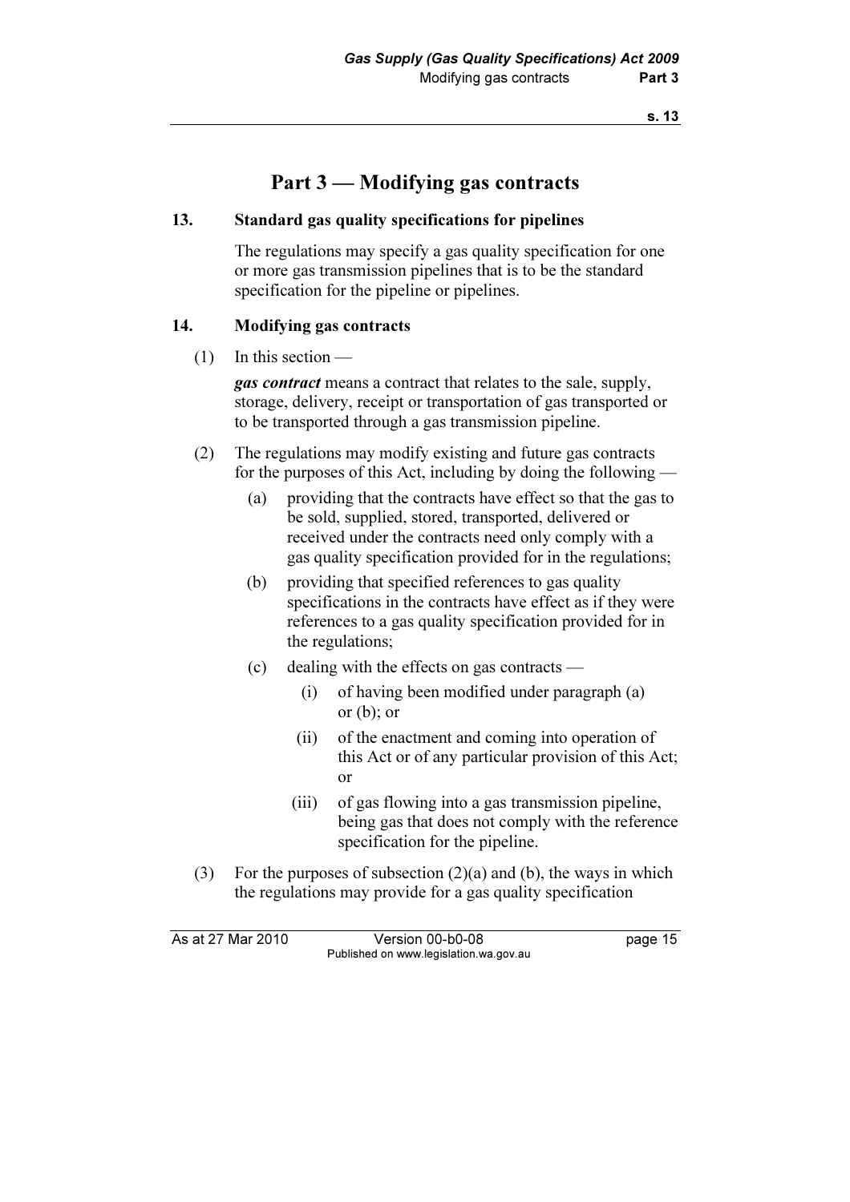# Part 3 — Modifying gas contracts

## 13. Standard gas quality specifications for pipelines

The regulations may specify a gas quality specification for one or more gas transmission pipelines that is to be the standard specification for the pipeline or pipelines.

## 14. Modifying gas contracts

(1) In this section —

***gas contract*** means a contract that relates to the sale, supply, storage, delivery, receipt or transportation of gas transported or to be transported through a gas transmission pipeline.

(2) The regulations may modify existing and future gas contracts for the purposes of this Act, including by doing the following —

(a) providing that the contracts have effect so that the gas to be sold, supplied, stored, transported, delivered or received under the contracts need only comply with a gas quality specification provided for in the regulations;

(b) providing that specified references to gas quality specifications in the contracts have effect as if they were references to a gas quality specification provided for in the regulations;

(c) dealing with the effects on gas contracts —

(i) of having been modified under paragraph (a) or (b); or

(ii) of the enactment and coming into operation of this Act or of any particular provision of this Act; or

(iii) of gas flowing into a gas transmission pipeline, being gas that does not comply with the reference specification for the pipeline.

(3) For the purposes of subsection (2)(a) and (b), the ways in which the regulations may provide for a gas quality specification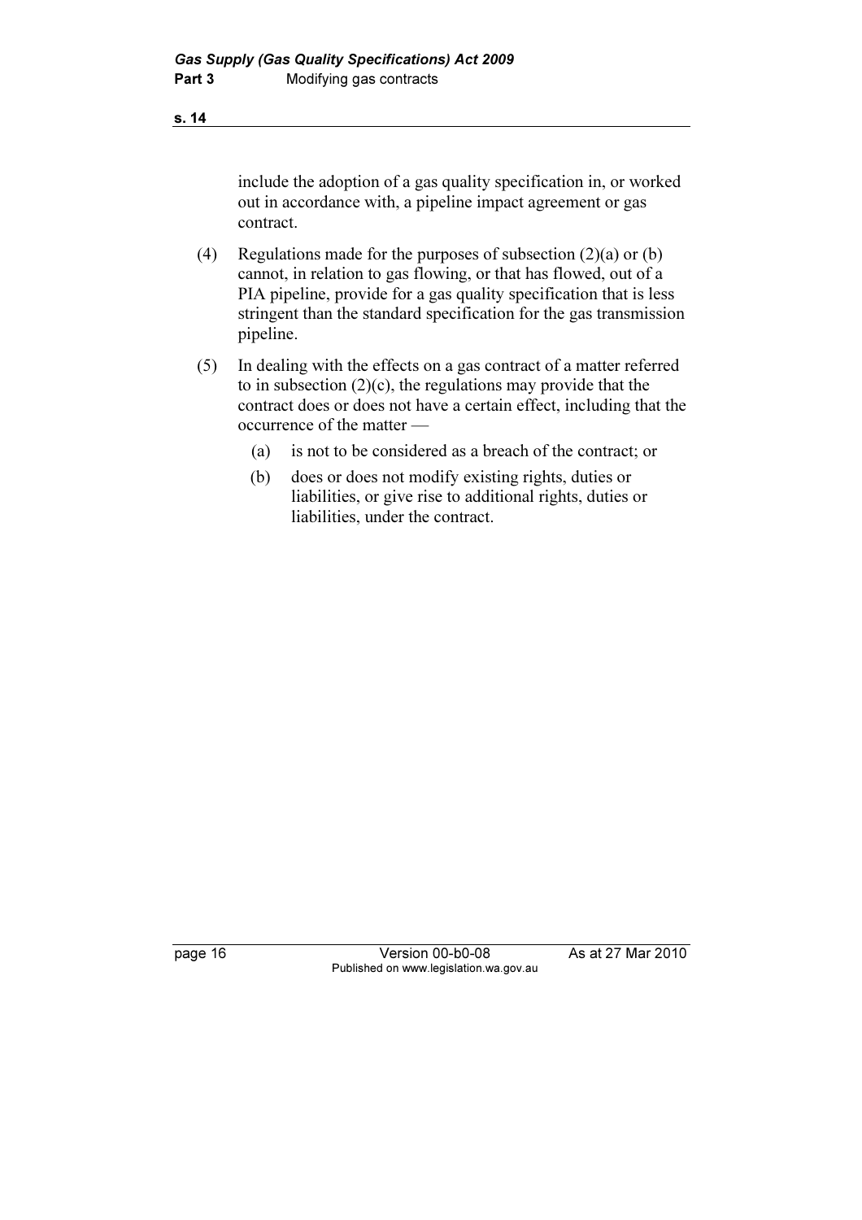include the adoption of a gas quality specification in, or worked out in accordance with, a pipeline impact agreement or gas contract.

(4) Regulations made for the purposes of subsection (2)(a) or (b) cannot, in relation to gas flowing, or that has flowed, out of a PIA pipeline, provide for a gas quality specification that is less stringent than the standard specification for the gas transmission pipeline.

(5) In dealing with the effects on a gas contract of a matter referred to in subsection (2)(c), the regulations may provide that the contract does or does not have a certain effect, including that the occurrence of the matter —

  (a) is not to be considered as a breach of the contract; or

  (b) does or does not modify existing rights, duties or liabilities, or give rise to additional rights, duties or liabilities, under the contract.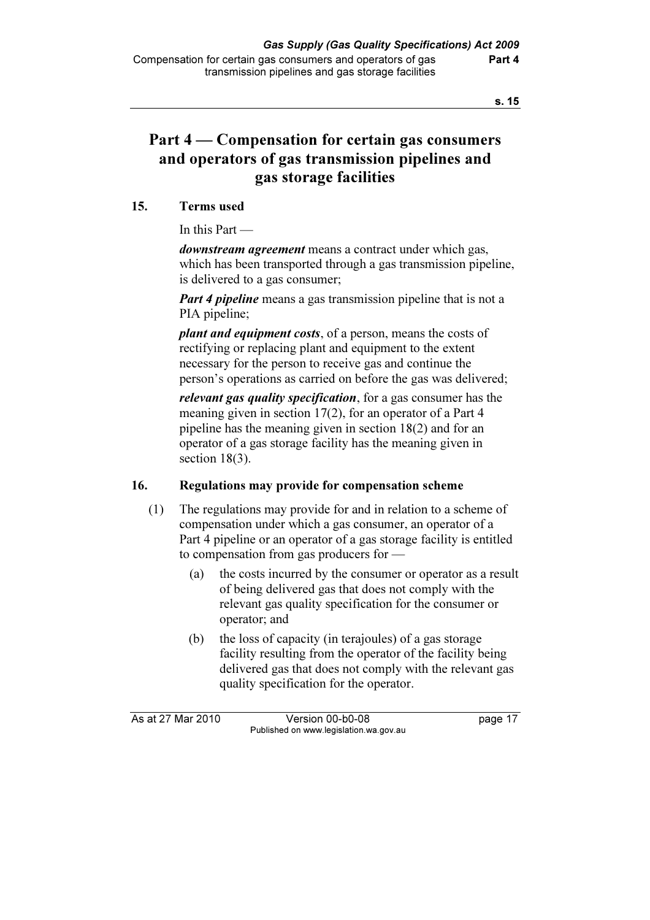## Part 4 — Compensation for certain gas consumers and operators of gas transmission pipelines and gas storage facilities

### 15. Terms used

In this Part —

***downstream agreement*** means a contract under which gas, which has been transported through a gas transmission pipeline, is delivered to a gas consumer;

***Part 4 pipeline*** means a gas transmission pipeline that is not a PIA pipeline;

***plant and equipment costs***, of a person, means the costs of rectifying or replacing plant and equipment to the extent necessary for the person to receive gas and continue the person's operations as carried on before the gas was delivered;

***relevant gas quality specification***, for a gas consumer has the meaning given in section 17(2), for an operator of a Part 4 pipeline has the meaning given in section 18(2) and for an operator of a gas storage facility has the meaning given in section 18(3).

### 16. Regulations may provide for compensation scheme

(1) The regulations may provide for and in relation to a scheme of compensation under which a gas consumer, an operator of a Part 4 pipeline or an operator of a gas storage facility is entitled to compensation from gas producers for —

- (a) the costs incurred by the consumer or operator as a result of being delivered gas that does not comply with the relevant gas quality specification for the consumer or operator; and
- (b) the loss of capacity (in terajoules) of a gas storage facility resulting from the operator of the facility being delivered gas that does not comply with the relevant gas quality specification for the operator.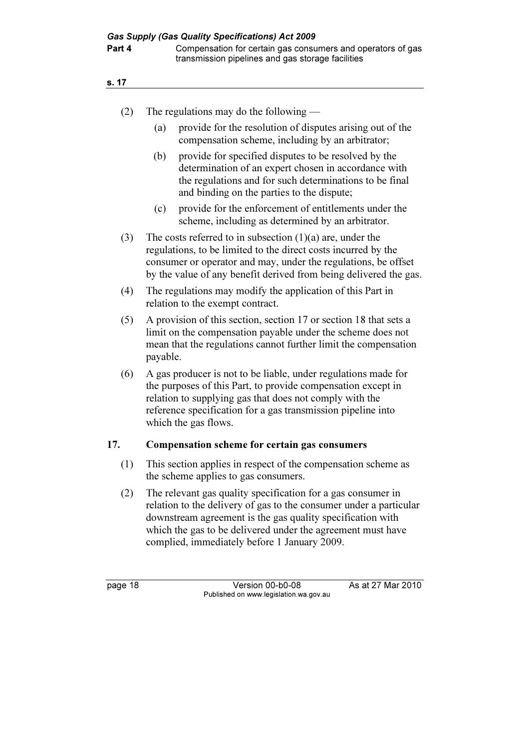(2) The regulations may do the following —

  (a) provide for the resolution of disputes arising out of the compensation scheme, including by an arbitrator;

  (b) provide for specified disputes to be resolved by the determination of an expert chosen in accordance with the regulations and for such determinations to be final and binding on the parties to the dispute;

  (c) provide for the enforcement of entitlements under the scheme, including as determined by an arbitrator.

(3) The costs referred to in subsection (1)(a) are, under the regulations, to be limited to the direct costs incurred by the consumer or operator and may, under the regulations, be offset by the value of any benefit derived from being delivered the gas.

(4) The regulations may modify the application of this Part in relation to the exempt contract.

(5) A provision of this section, section 17 or section 18 that sets a limit on the compensation payable under the scheme does not mean that the regulations cannot further limit the compensation payable.

(6) A gas producer is not to be liable, under regulations made for the purposes of this Part, to provide compensation except in relation to supplying gas that does not comply with the reference specification for a gas transmission pipeline into which the gas flows.

## 17. Compensation scheme for certain gas consumers

(1) This section applies in respect of the compensation scheme as the scheme applies to gas consumers.

(2) The relevant gas quality specification for a gas consumer in relation to the delivery of gas to the consumer under a particular downstream agreement is the gas quality specification with which the gas to be delivered under the agreement must have complied, immediately before 1 January 2009.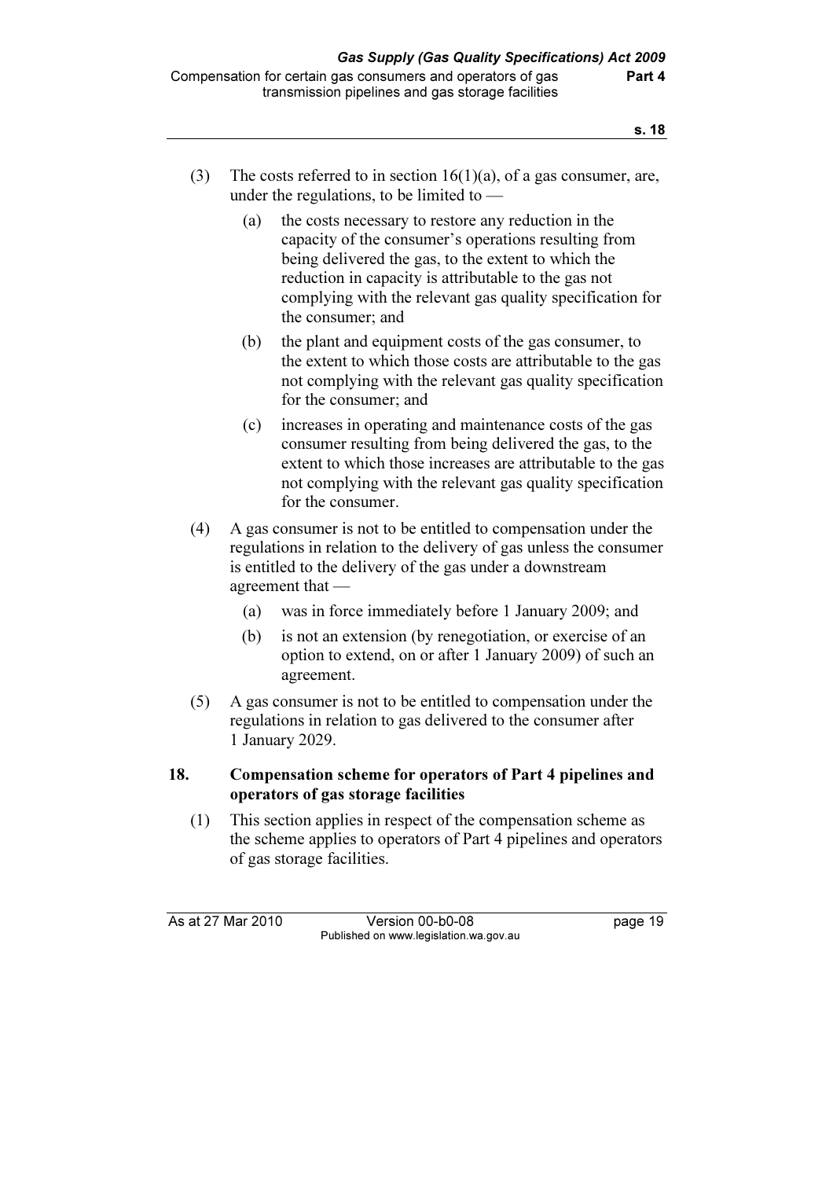(3) The costs referred to in section 16(1)(a), of a gas consumer, are, under the regulations, to be limited to —

(a) the costs necessary to restore any reduction in the capacity of the consumer's operations resulting from being delivered the gas, to the extent to which the reduction in capacity is attributable to the gas not complying with the relevant gas quality specification for the consumer; and

(b) the plant and equipment costs of the gas consumer, to the extent to which those costs are attributable to the gas not complying with the relevant gas quality specification for the consumer; and

(c) increases in operating and maintenance costs of the gas consumer resulting from being delivered the gas, to the extent to which those increases are attributable to the gas not complying with the relevant gas quality specification for the consumer.

(4) A gas consumer is not to be entitled to compensation under the regulations in relation to the delivery of gas unless the consumer is entitled to the delivery of the gas under a downstream agreement that —

(a) was in force immediately before 1 January 2009; and

(b) is not an extension (by renegotiation, or exercise of an option to extend, on or after 1 January 2009) of such an agreement.

(5) A gas consumer is not to be entitled to compensation under the regulations in relation to gas delivered to the consumer after 1 January 2029.

### 18. Compensation scheme for operators of Part 4 pipelines and operators of gas storage facilities

(1) This section applies in respect of the compensation scheme as the scheme applies to operators of Part 4 pipelines and operators of gas storage facilities.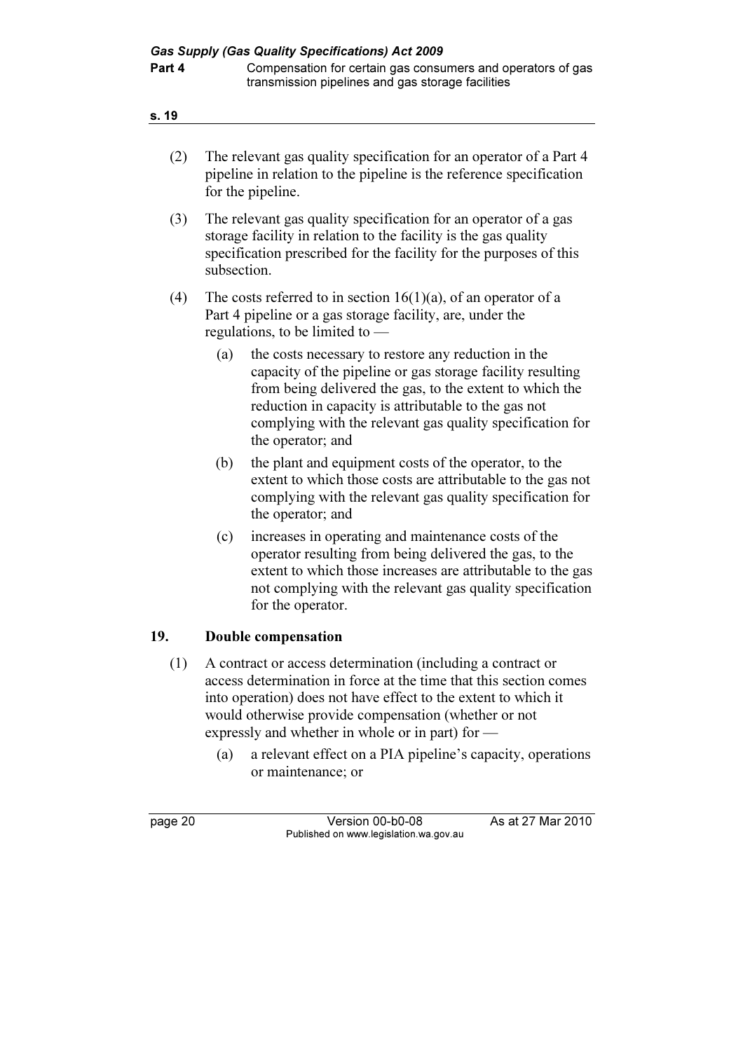(2) The relevant gas quality specification for an operator of a Part 4 pipeline in relation to the pipeline is the reference specification for the pipeline.

(3) The relevant gas quality specification for an operator of a gas storage facility in relation to the facility is the gas quality specification prescribed for the facility for the purposes of this subsection.

(4) The costs referred to in section 16(1)(a), of an operator of a Part 4 pipeline or a gas storage facility, are, under the regulations, to be limited to —

- (a) the costs necessary to restore any reduction in the capacity of the pipeline or gas storage facility resulting from being delivered the gas, to the extent to which the reduction in capacity is attributable to the gas not complying with the relevant gas quality specification for the operator; and
- (b) the plant and equipment costs of the operator, to the extent to which those costs are attributable to the gas not complying with the relevant gas quality specification for the operator; and
- (c) increases in operating and maintenance costs of the operator resulting from being delivered the gas, to the extent to which those increases are attributable to the gas not complying with the relevant gas quality specification for the operator.

## 19. Double compensation

(1) A contract or access determination (including a contract or access determination in force at the time that this section comes into operation) does not have effect to the extent to which it would otherwise provide compensation (whether or not expressly and whether in whole or in part) for —

- (a) a relevant effect on a PIA pipeline's capacity, operations or maintenance; or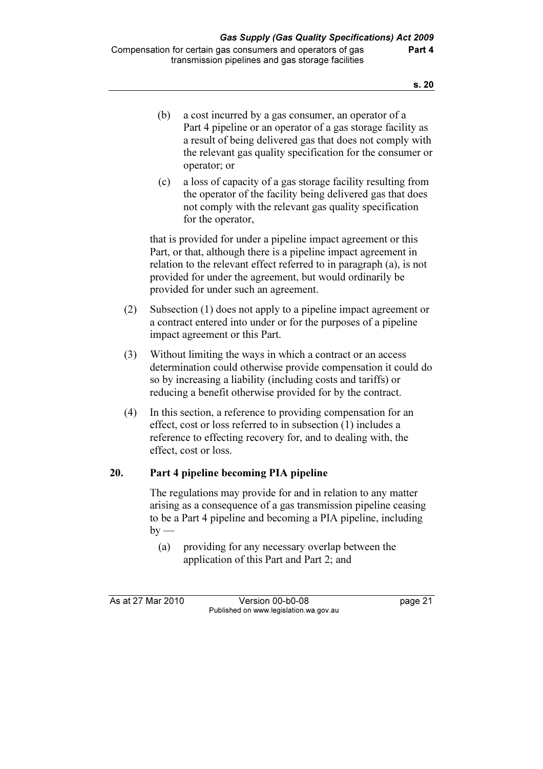(b) a cost incurred by a gas consumer, an operator of a Part 4 pipeline or an operator of a gas storage facility as a result of being delivered gas that does not comply with the relevant gas quality specification for the consumer or operator; or

(c) a loss of capacity of a gas storage facility resulting from the operator of the facility being delivered gas that does not comply with the relevant gas quality specification for the operator,

that is provided for under a pipeline impact agreement or this Part, or that, although there is a pipeline impact agreement in relation to the relevant effect referred to in paragraph (a), is not provided for under the agreement, but would ordinarily be provided for under such an agreement.

(2) Subsection (1) does not apply to a pipeline impact agreement or a contract entered into under or for the purposes of a pipeline impact agreement or this Part.

(3) Without limiting the ways in which a contract or an access determination could otherwise provide compensation it could do so by increasing a liability (including costs and tariffs) or reducing a benefit otherwise provided for by the contract.

(4) In this section, a reference to providing compensation for an effect, cost or loss referred to in subsection (1) includes a reference to effecting recovery for, and to dealing with, the effect, cost or loss.

## 20. Part 4 pipeline becoming PIA pipeline

The regulations may provide for and in relation to any matter arising as a consequence of a gas transmission pipeline ceasing to be a Part 4 pipeline and becoming a PIA pipeline, including by —

(a) providing for any necessary overlap between the application of this Part and Part 2; and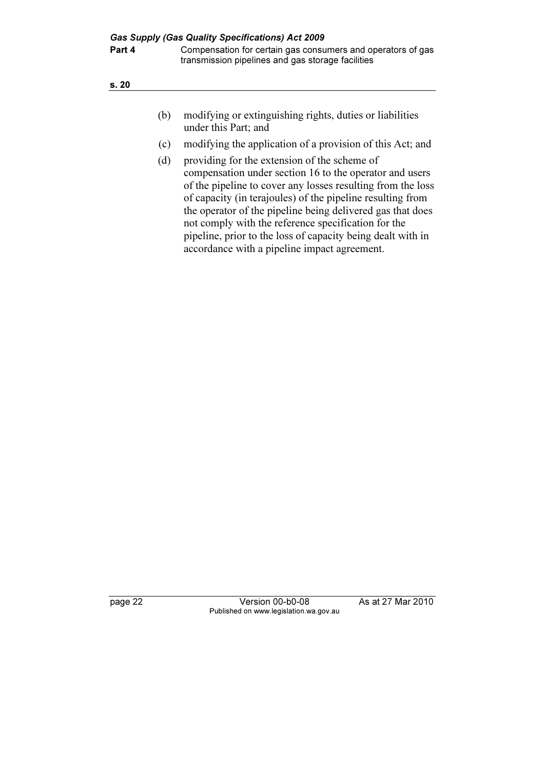(b) modifying or extinguishing rights, duties or liabilities under this Part; and

(c) modifying the application of a provision of this Act; and

(d) providing for the extension of the scheme of compensation under section 16 to the operator and users of the pipeline to cover any losses resulting from the loss of capacity (in terajoules) of the pipeline resulting from the operator of the pipeline being delivered gas that does not comply with the reference specification for the pipeline, prior to the loss of capacity being dealt with in accordance with a pipeline impact agreement.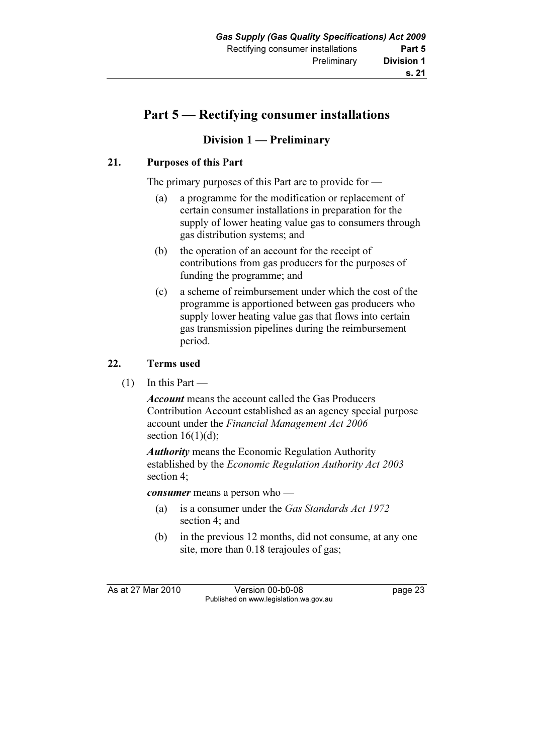# Part 5 — Rectifying consumer installations

## Division 1 — Preliminary

### 21. Purposes of this Part

The primary purposes of this Part are to provide for —

(a) a programme for the modification or replacement of certain consumer installations in preparation for the supply of lower heating value gas to consumers through gas distribution systems; and

(b) the operation of an account for the receipt of contributions from gas producers for the purposes of funding the programme; and

(c) a scheme of reimbursement under which the cost of the programme is apportioned between gas producers who supply lower heating value gas that flows into certain gas transmission pipelines during the reimbursement period.

### 22. Terms used

(1) In this Part —

***Account*** means the account called the Gas Producers Contribution Account established as an agency special purpose account under the *Financial Management Act 2006* section 16(1)(d);

***Authority*** means the Economic Regulation Authority established by the *Economic Regulation Authority Act 2003* section 4;

***consumer*** means a person who —

(a) is a consumer under the *Gas Standards Act 1972* section 4; and

(b) in the previous 12 months, did not consume, at any one site, more than 0.18 terajoules of gas;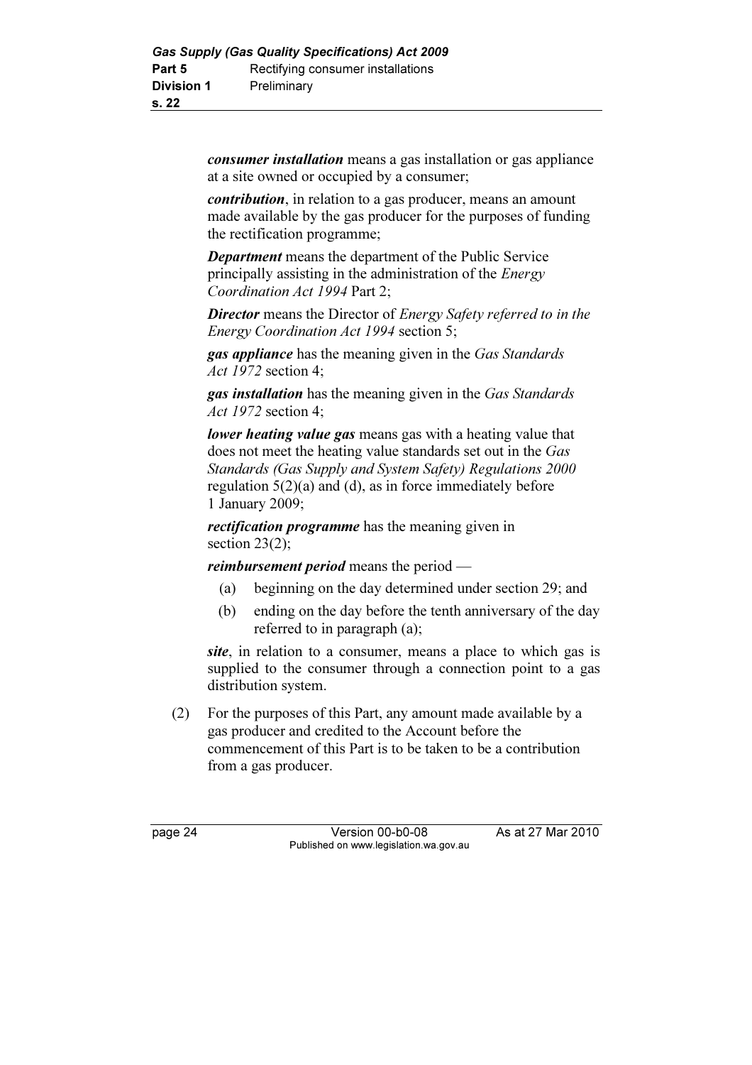***consumer installation*** means a gas installation or gas appliance at a site owned or occupied by a consumer;

***contribution***, in relation to a gas producer, means an amount made available by the gas producer for the purposes of funding the rectification programme;

***Department*** means the department of the Public Service principally assisting in the administration of the *Energy Coordination Act 1994* Part 2;

***Director*** means the Director of *Energy Safety referred to in the Energy Coordination Act 1994* section 5;

***gas appliance*** has the meaning given in the *Gas Standards Act 1972* section 4;

***gas installation*** has the meaning given in the *Gas Standards Act 1972* section 4;

***lower heating value gas*** means gas with a heating value that does not meet the heating value standards set out in the *Gas Standards (Gas Supply and System Safety) Regulations 2000* regulation 5(2)(a) and (d), as in force immediately before 1 January 2009;

***rectification programme*** has the meaning given in section 23(2);

***reimbursement period*** means the period —

- (a) beginning on the day determined under section 29; and
- (b) ending on the day before the tenth anniversary of the day referred to in paragraph (a);

***site***, in relation to a consumer, means a place to which gas is supplied to the consumer through a connection point to a gas distribution system.

(2) For the purposes of this Part, any amount made available by a gas producer and credited to the Account before the commencement of this Part is to be taken to be a contribution from a gas producer.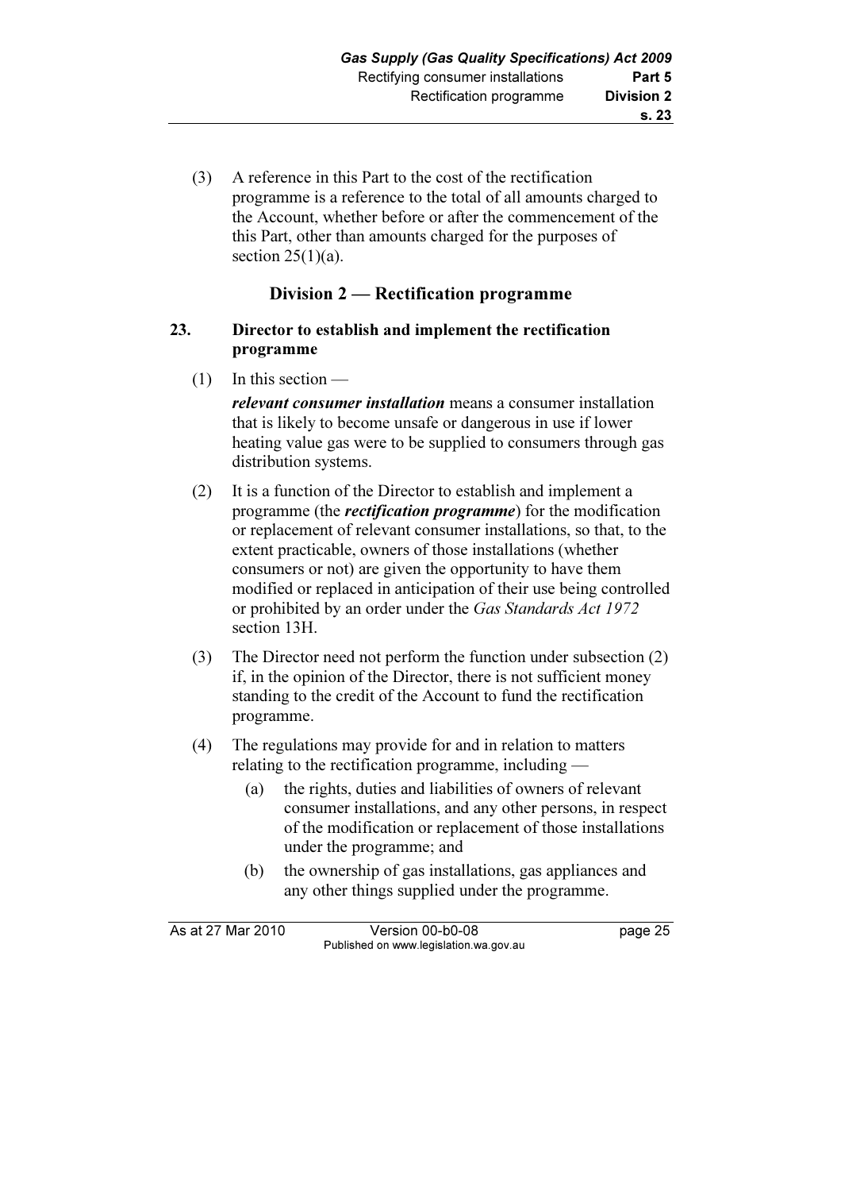(3) A reference in this Part to the cost of the rectification programme is a reference to the total of all amounts charged to the Account, whether before or after the commencement of the this Part, other than amounts charged for the purposes of section 25(1)(a).

## Division 2 — Rectification programme

### 23. Director to establish and implement the rectification programme

(1) In this section —

***relevant consumer installation*** means a consumer installation that is likely to become unsafe or dangerous in use if lower heating value gas were to be supplied to consumers through gas distribution systems.

(2) It is a function of the Director to establish and implement a programme (the ***rectification programme***) for the modification or replacement of relevant consumer installations, so that, to the extent practicable, owners of those installations (whether consumers or not) are given the opportunity to have them modified or replaced in anticipation of their use being controlled or prohibited by an order under the *Gas Standards Act 1972* section 13H.

(3) The Director need not perform the function under subsection (2) if, in the opinion of the Director, there is not sufficient money standing to the credit of the Account to fund the rectification programme.

(4) The regulations may provide for and in relation to matters relating to the rectification programme, including —

(a) the rights, duties and liabilities of owners of relevant consumer installations, and any other persons, in respect of the modification or replacement of those installations under the programme; and

(b) the ownership of gas installations, gas appliances and any other things supplied under the programme.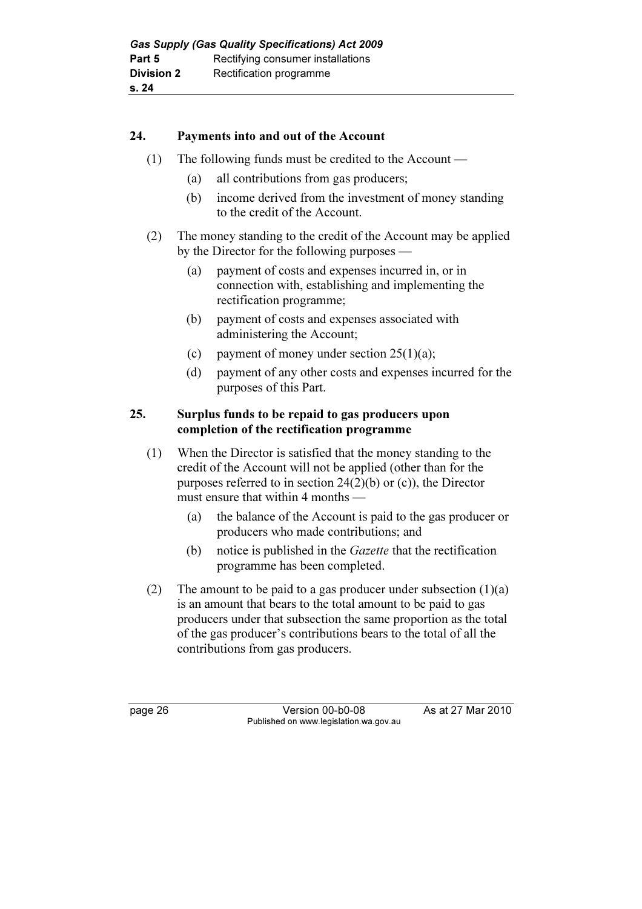## 24. Payments into and out of the Account

(1) The following funds must be credited to the Account —

(a) all contributions from gas producers;

(b) income derived from the investment of money standing to the credit of the Account.

(2) The money standing to the credit of the Account may be applied by the Director for the following purposes —

(a) payment of costs and expenses incurred in, or in connection with, establishing and implementing the rectification programme;

(b) payment of costs and expenses associated with administering the Account;

(c) payment of money under section 25(1)(a);

(d) payment of any other costs and expenses incurred for the purposes of this Part.

## 25. Surplus funds to be repaid to gas producers upon completion of the rectification programme

(1) When the Director is satisfied that the money standing to the credit of the Account will not be applied (other than for the purposes referred to in section 24(2)(b) or (c)), the Director must ensure that within 4 months —

(a) the balance of the Account is paid to the gas producer or producers who made contributions; and

(b) notice is published in the *Gazette* that the rectification programme has been completed.

(2) The amount to be paid to a gas producer under subsection (1)(a) is an amount that bears to the total amount to be paid to gas producers under that subsection the same proportion as the total of the gas producer's contributions bears to the total of all the contributions from gas producers.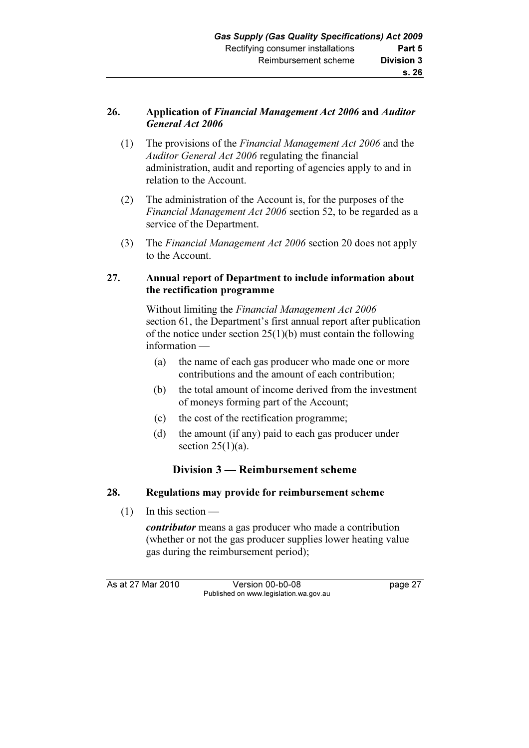**26. Application of *Financial Management Act 2006* and *Auditor General Act 2006***

(1) The provisions of the *Financial Management Act 2006* and the *Auditor General Act 2006* regulating the financial administration, audit and reporting of agencies apply to and in relation to the Account.

(2) The administration of the Account is, for the purposes of the *Financial Management Act 2006* section 52, to be regarded as a service of the Department.

(3) The *Financial Management Act 2006* section 20 does not apply to the Account.

**27. Annual report of Department to include information about the rectification programme**

Without limiting the *Financial Management Act 2006* section 61, the Department's first annual report after publication of the notice under section 25(1)(b) must contain the following information —

(a) the name of each gas producer who made one or more contributions and the amount of each contribution;

(b) the total amount of income derived from the investment of moneys forming part of the Account;

(c) the cost of the rectification programme;

(d) the amount (if any) paid to each gas producer under section 25(1)(a).

## Division 3 — Reimbursement scheme

**28. Regulations may provide for reimbursement scheme**

(1) In this section —

***contributor*** means a gas producer who made a contribution (whether or not the gas producer supplies lower heating value gas during the reimbursement period);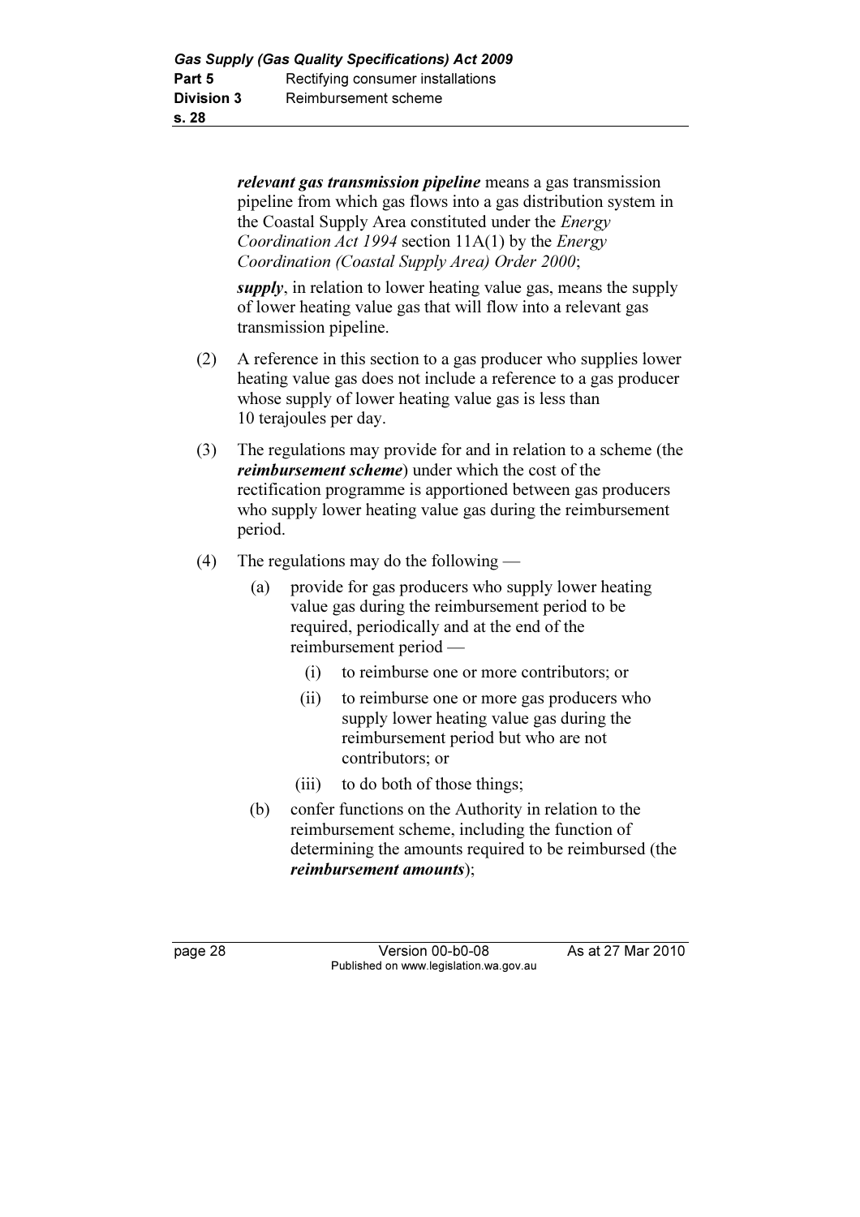***relevant gas transmission pipeline*** means a gas transmission pipeline from which gas flows into a gas distribution system in the Coastal Supply Area constituted under the *Energy Coordination Act 1994* section 11A(1) by the *Energy Coordination (Coastal Supply Area) Order 2000*;

***supply***, in relation to lower heating value gas, means the supply of lower heating value gas that will flow into a relevant gas transmission pipeline.

(2) A reference in this section to a gas producer who supplies lower heating value gas does not include a reference to a gas producer whose supply of lower heating value gas is less than 10 terajoules per day.

(3) The regulations may provide for and in relation to a scheme (the ***reimbursement scheme***) under which the cost of the rectification programme is apportioned between gas producers who supply lower heating value gas during the reimbursement period.

(4) The regulations may do the following —

   (a) provide for gas producers who supply lower heating value gas during the reimbursement period to be required, periodically and at the end of the reimbursement period —

      (i) to reimburse one or more contributors; or

      (ii) to reimburse one or more gas producers who supply lower heating value gas during the reimbursement period but who are not contributors; or

      (iii) to do both of those things;

   (b) confer functions on the Authority in relation to the reimbursement scheme, including the function of determining the amounts required to be reimbursed (the ***reimbursement amounts***);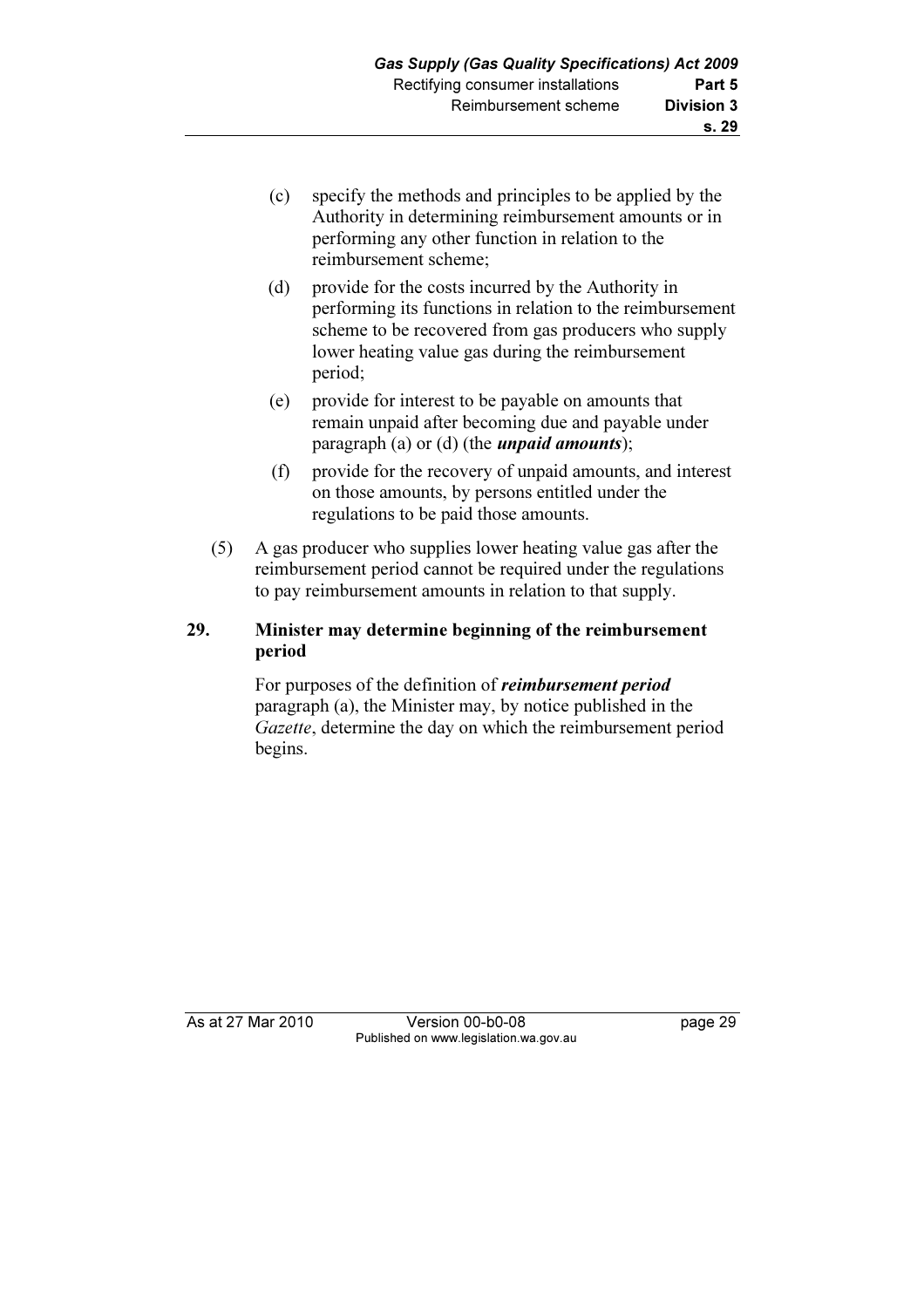(c) specify the methods and principles to be applied by the Authority in determining reimbursement amounts or in performing any other function in relation to the reimbursement scheme;

(d) provide for the costs incurred by the Authority in performing its functions in relation to the reimbursement scheme to be recovered from gas producers who supply lower heating value gas during the reimbursement period;

(e) provide for interest to be payable on amounts that remain unpaid after becoming due and payable under paragraph (a) or (d) (the ***unpaid amounts***);

(f) provide for the recovery of unpaid amounts, and interest on those amounts, by persons entitled under the regulations to be paid those amounts.

(5) A gas producer who supplies lower heating value gas after the reimbursement period cannot be required under the regulations to pay reimbursement amounts in relation to that supply.

**29. Minister may determine beginning of the reimbursement period**

For purposes of the definition of ***reimbursement period*** paragraph (a), the Minister may, by notice published in the *Gazette*, determine the day on which the reimbursement period begins.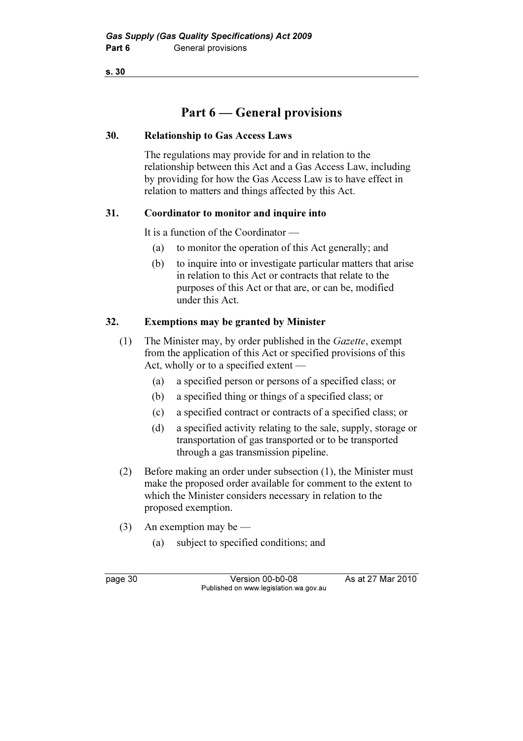# Part 6 — General provisions

## 30. Relationship to Gas Access Laws

The regulations may provide for and in relation to the relationship between this Act and a Gas Access Law, including by providing for how the Gas Access Law is to have effect in relation to matters and things affected by this Act.

## 31. Coordinator to monitor and inquire into

It is a function of the Coordinator —

(a) to monitor the operation of this Act generally; and

(b) to inquire into or investigate particular matters that arise in relation to this Act or contracts that relate to the purposes of this Act or that are, or can be, modified under this Act.

## 32. Exemptions may be granted by Minister

(1) The Minister may, by order published in the *Gazette*, exempt from the application of this Act or specified provisions of this Act, wholly or to a specified extent —

(a) a specified person or persons of a specified class; or

(b) a specified thing or things of a specified class; or

(c) a specified contract or contracts of a specified class; or

(d) a specified activity relating to the sale, supply, storage or transportation of gas transported or to be transported through a gas transmission pipeline.

(2) Before making an order under subsection (1), the Minister must make the proposed order available for comment to the extent to which the Minister considers necessary in relation to the proposed exemption.

(3) An exemption may be —

(a) subject to specified conditions; and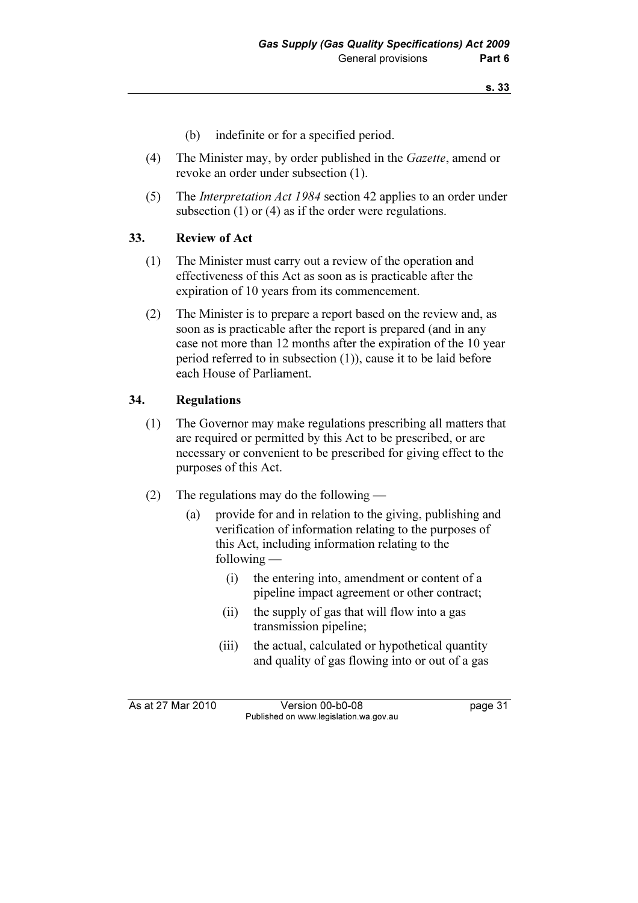(b) indefinite or for a specified period.

(4) The Minister may, by order published in the *Gazette*, amend or revoke an order under subsection (1).

(5) The *Interpretation Act 1984* section 42 applies to an order under subsection (1) or (4) as if the order were regulations.

### 33. Review of Act

(1) The Minister must carry out a review of the operation and effectiveness of this Act as soon as is practicable after the expiration of 10 years from its commencement.

(2) The Minister is to prepare a report based on the review and, as soon as is practicable after the report is prepared (and in any case not more than 12 months after the expiration of the 10 year period referred to in subsection (1)), cause it to be laid before each House of Parliament.

### 34. Regulations

(1) The Governor may make regulations prescribing all matters that are required or permitted by this Act to be prescribed, or are necessary or convenient to be prescribed for giving effect to the purposes of this Act.

(2) The regulations may do the following —

(a) provide for and in relation to the giving, publishing and verification of information relating to the purposes of this Act, including information relating to the following —

(i) the entering into, amendment or content of a pipeline impact agreement or other contract;

(ii) the supply of gas that will flow into a gas transmission pipeline;

(iii) the actual, calculated or hypothetical quantity and quality of gas flowing into or out of a gas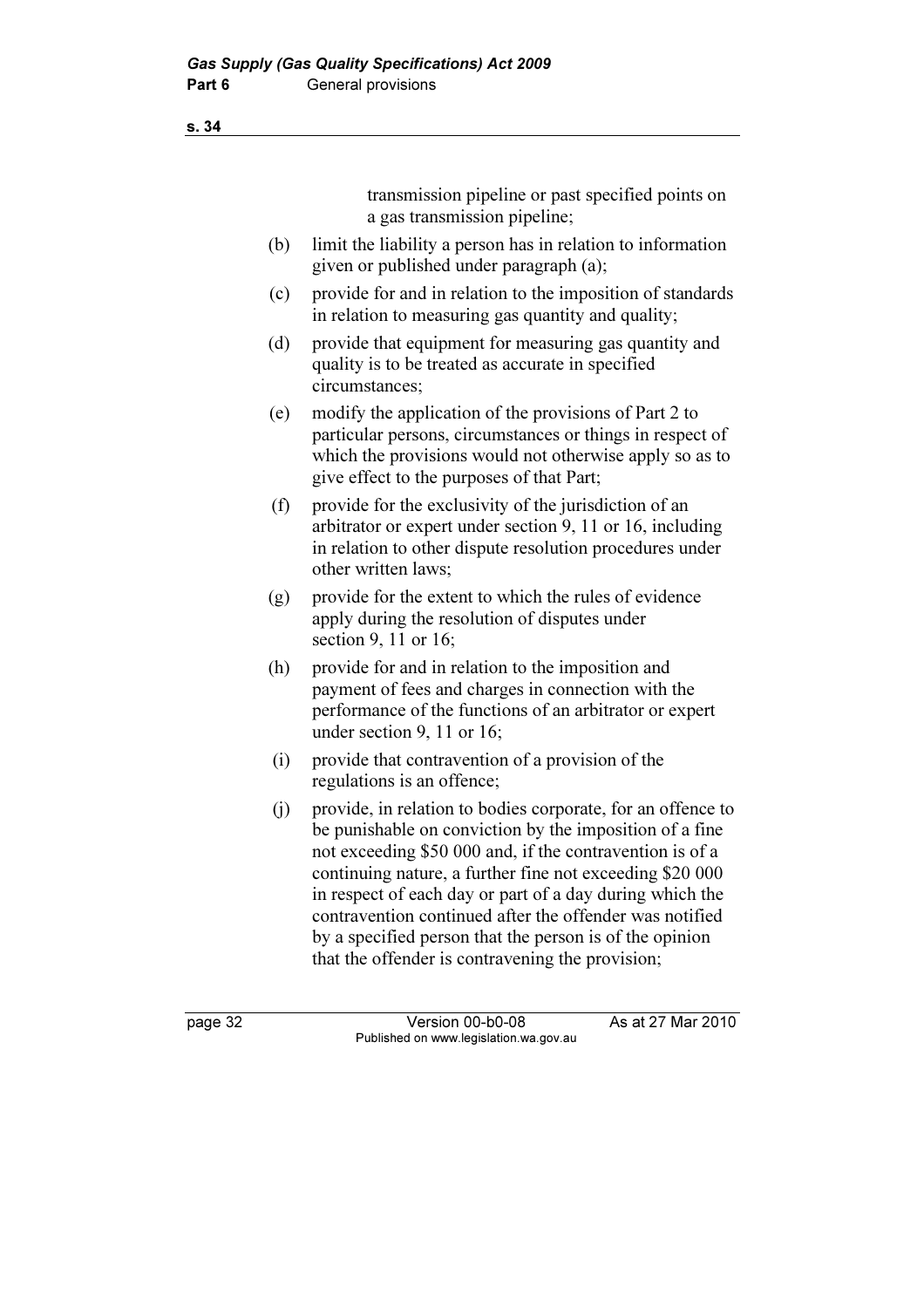transmission pipeline or past specified points on a gas transmission pipeline;

(b) limit the liability a person has in relation to information given or published under paragraph (a);

(c) provide for and in relation to the imposition of standards in relation to measuring gas quantity and quality;

(d) provide that equipment for measuring gas quantity and quality is to be treated as accurate in specified circumstances;

(e) modify the application of the provisions of Part 2 to particular persons, circumstances or things in respect of which the provisions would not otherwise apply so as to give effect to the purposes of that Part;

(f) provide for the exclusivity of the jurisdiction of an arbitrator or expert under section 9, 11 or 16, including in relation to other dispute resolution procedures under other written laws;

(g) provide for the extent to which the rules of evidence apply during the resolution of disputes under section 9, 11 or 16;

(h) provide for and in relation to the imposition and payment of fees and charges in connection with the performance of the functions of an arbitrator or expert under section 9, 11 or 16;

(i) provide that contravention of a provision of the regulations is an offence;

(j) provide, in relation to bodies corporate, for an offence to be punishable on conviction by the imposition of a fine not exceeding $50 000 and, if the contravention is of a continuing nature, a further fine not exceeding $20 000 in respect of each day or part of a day during which the contravention continued after the offender was notified by a specified person that the person is of the opinion that the offender is contravening the provision;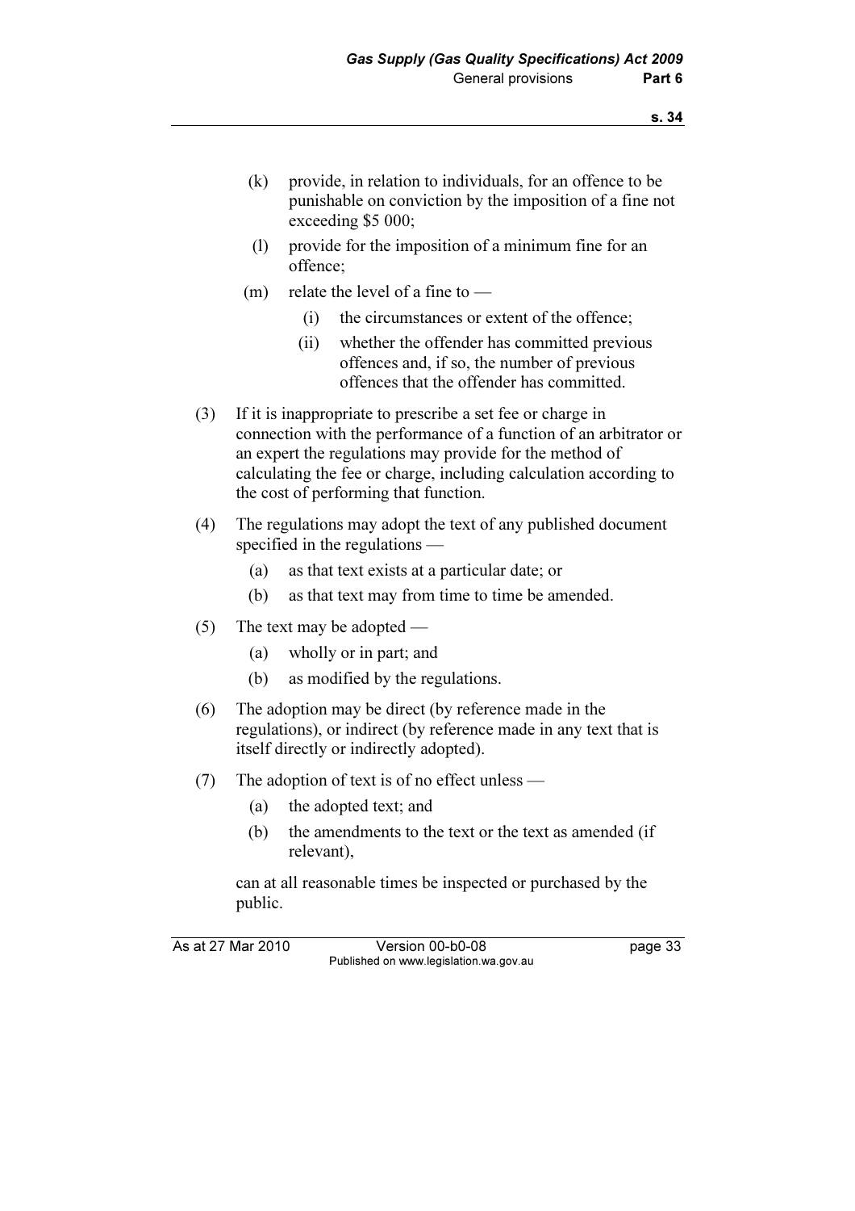(k) provide, in relation to individuals, for an offence to be punishable on conviction by the imposition of a fine not exceeding $5 000;

(l) provide for the imposition of a minimum fine for an offence;

(m) relate the level of a fine to —

   (i) the circumstances or extent of the offence;

   (ii) whether the offender has committed previous offences and, if so, the number of previous offences that the offender has committed.

(3) If it is inappropriate to prescribe a set fee or charge in connection with the performance of a function of an arbitrator or an expert the regulations may provide for the method of calculating the fee or charge, including calculation according to the cost of performing that function.

(4) The regulations may adopt the text of any published document specified in the regulations —

   (a) as that text exists at a particular date; or

   (b) as that text may from time to time be amended.

(5) The text may be adopted —

   (a) wholly or in part; and

   (b) as modified by the regulations.

(6) The adoption may be direct (by reference made in the regulations), or indirect (by reference made in any text that is itself directly or indirectly adopted).

(7) The adoption of text is of no effect unless —

   (a) the adopted text; and

   (b) the amendments to the text or the text as amended (if relevant),

   can at all reasonable times be inspected or purchased by the public.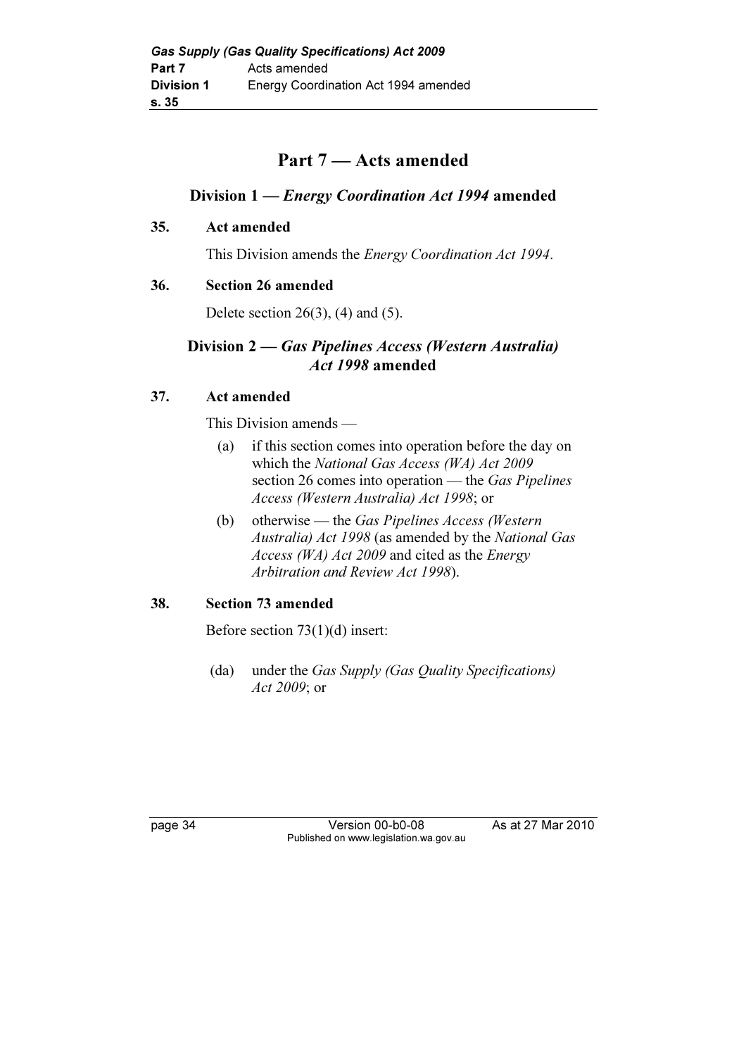# Part 7 — Acts amended

## Division 1 — *Energy Coordination Act 1994* amended

### 35. Act amended

This Division amends the *Energy Coordination Act 1994*.

### 36. Section 26 amended

Delete section 26(3), (4) and (5).

## Division 2 — *Gas Pipelines Access (Western Australia) Act 1998* amended

### 37. Act amended

This Division amends —

(a) if this section comes into operation before the day on which the *National Gas Access (WA) Act 2009* section 26 comes into operation — the *Gas Pipelines Access (Western Australia) Act 1998*; or

(b) otherwise — the *Gas Pipelines Access (Western Australia) Act 1998* (as amended by the *National Gas Access (WA) Act 2009* and cited as the *Energy Arbitration and Review Act 1998*).

### 38. Section 73 amended

Before section 73(1)(d) insert:

(da) under the *Gas Supply (Gas Quality Specifications) Act 2009*; or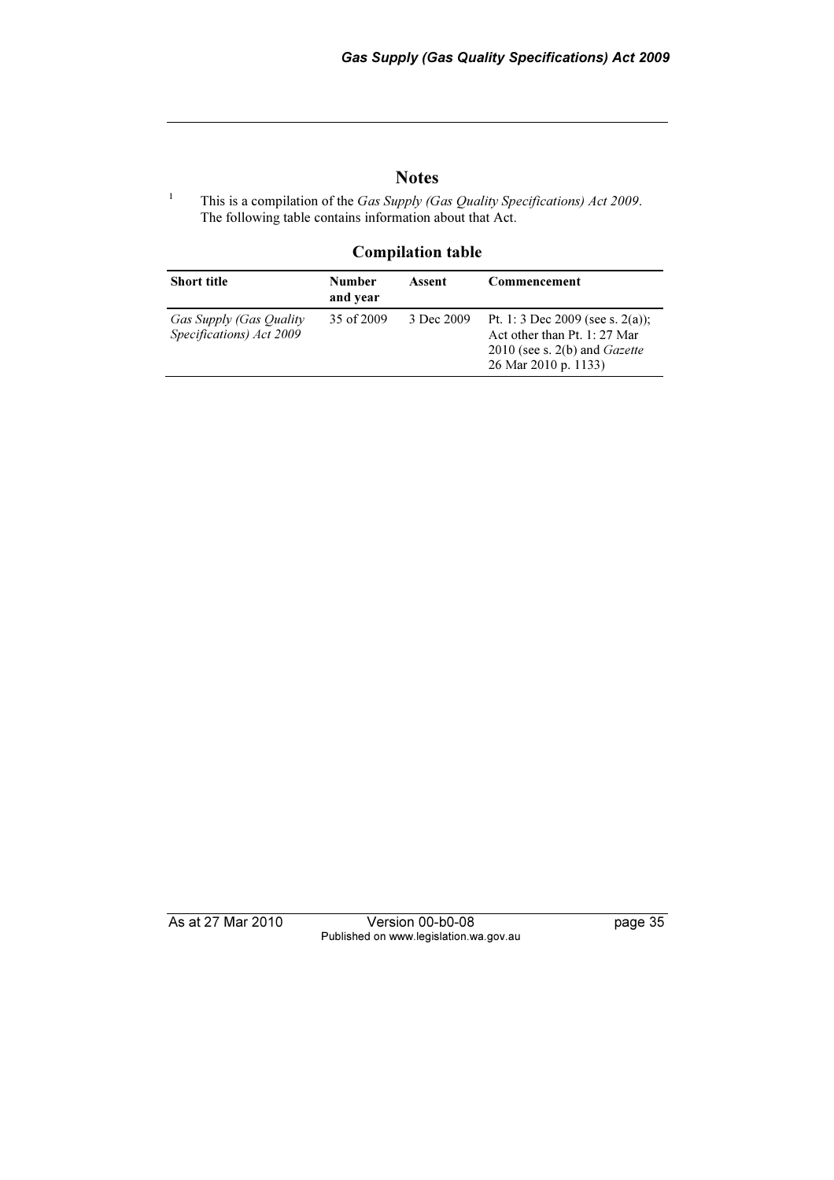## Notes

[1] This is a compilation of the *Gas Supply (Gas Quality Specifications) Act 2009*. The following table contains information about that Act.

### Compilation table

| Short title | Number and year | Assent | Commencement |
|---|---|---|---|
| *Gas Supply (Gas Quality Specifications) Act 2009* | 35 of 2009 | 3 Dec 2009 | Pt. 1: 3 Dec 2009 (see s. 2(a)); Act other than Pt. 1: 27 Mar 2010 (see s. 2(b) and *Gazette* 26 Mar 2010 p. 1133) |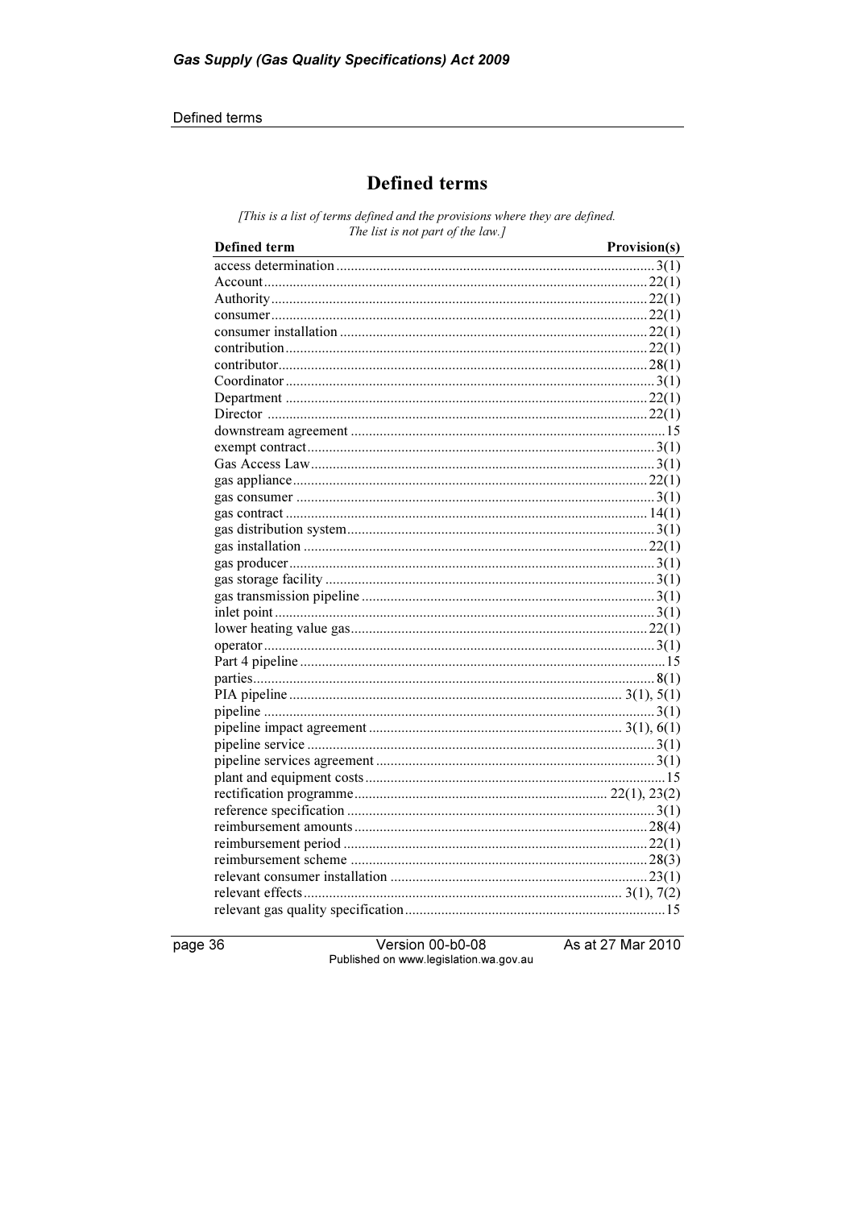# Defined terms

*[This is a list of terms defined and the provisions where they are defined. The list is not part of the law.]*

| Defined term | Provision(s) |
|---|---|
| access determination | 3(1) |
| Account | 22(1) |
| Authority | 22(1) |
| consumer | 22(1) |
| consumer installation | 22(1) |
| contribution | 22(1) |
| contributor | 28(1) |
| Coordinator | 3(1) |
| Department | 22(1) |
| Director | 22(1) |
| downstream agreement | 15 |
| exempt contract | 3(1) |
| Gas Access Law | 3(1) |
| gas appliance | 22(1) |
| gas consumer | 3(1) |
| gas contract | 14(1) |
| gas distribution system | 3(1) |
| gas installation | 22(1) |
| gas producer | 3(1) |
| gas storage facility | 3(1) |
| gas transmission pipeline | 3(1) |
| inlet point | 3(1) |
| lower heating value gas | 22(1) |
| operator | 3(1) |
| Part 4 pipeline | 15 |
| parties | 8(1) |
| PIA pipeline | 3(1), 5(1) |
| pipeline | 3(1) |
| pipeline impact agreement | 3(1), 6(1) |
| pipeline service | 3(1) |
| pipeline services agreement | 3(1) |
| plant and equipment costs | 15 |
| rectification programme | 22(1), 23(2) |
| reference specification | 3(1) |
| reimbursement amounts | 28(4) |
| reimbursement period | 22(1) |
| reimbursement scheme | 28(3) |
| relevant consumer installation | 23(1) |
| relevant effects | 3(1), 7(2) |
| relevant gas quality specification | 15 |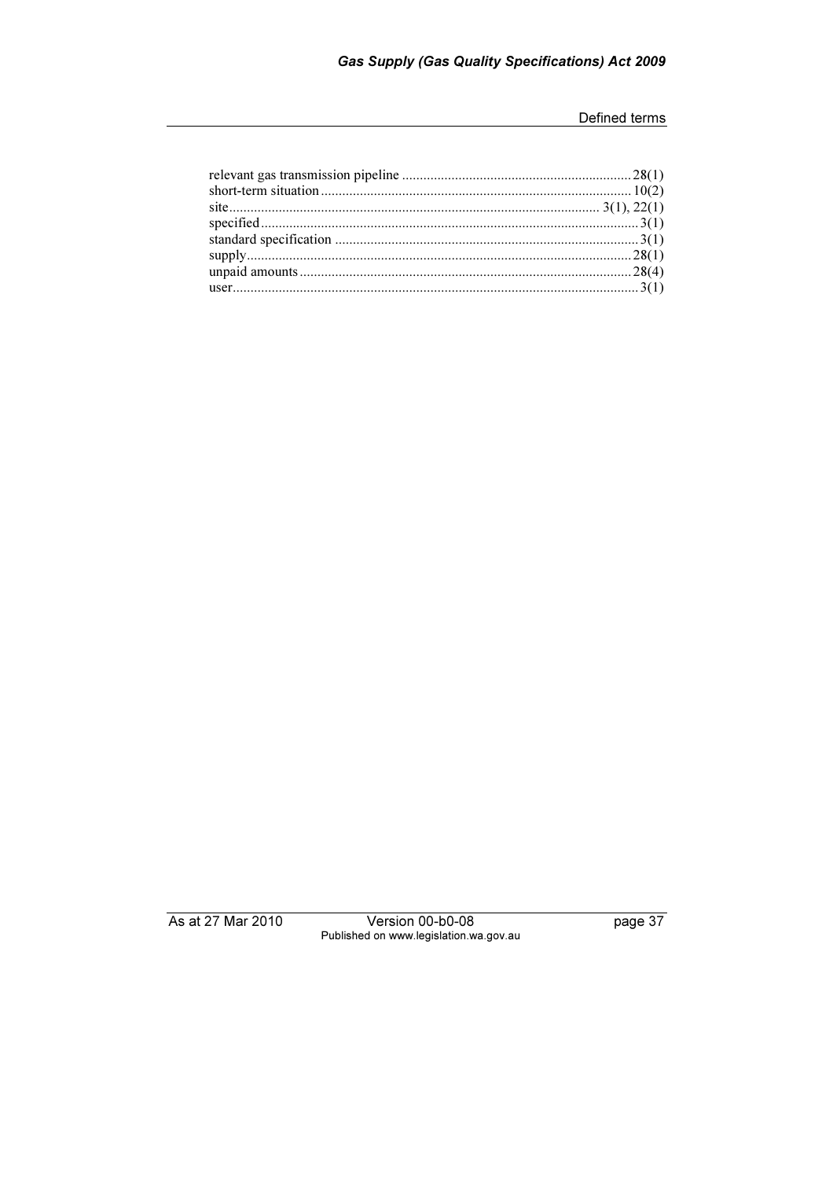relevant gas transmission pipeline ................................................................ 28(1)
short-term situation ....................................................................................... 10(2)
site ....................................................................................................... 3(1), 22(1)
specified ........................................................................................................... 3(1)
standard specification ..................................................................................... 3(1)
supply ............................................................................................................ 28(1)
unpaid amounts ............................................................................................. 28(4)
user .................................................................................................................. 3(1)